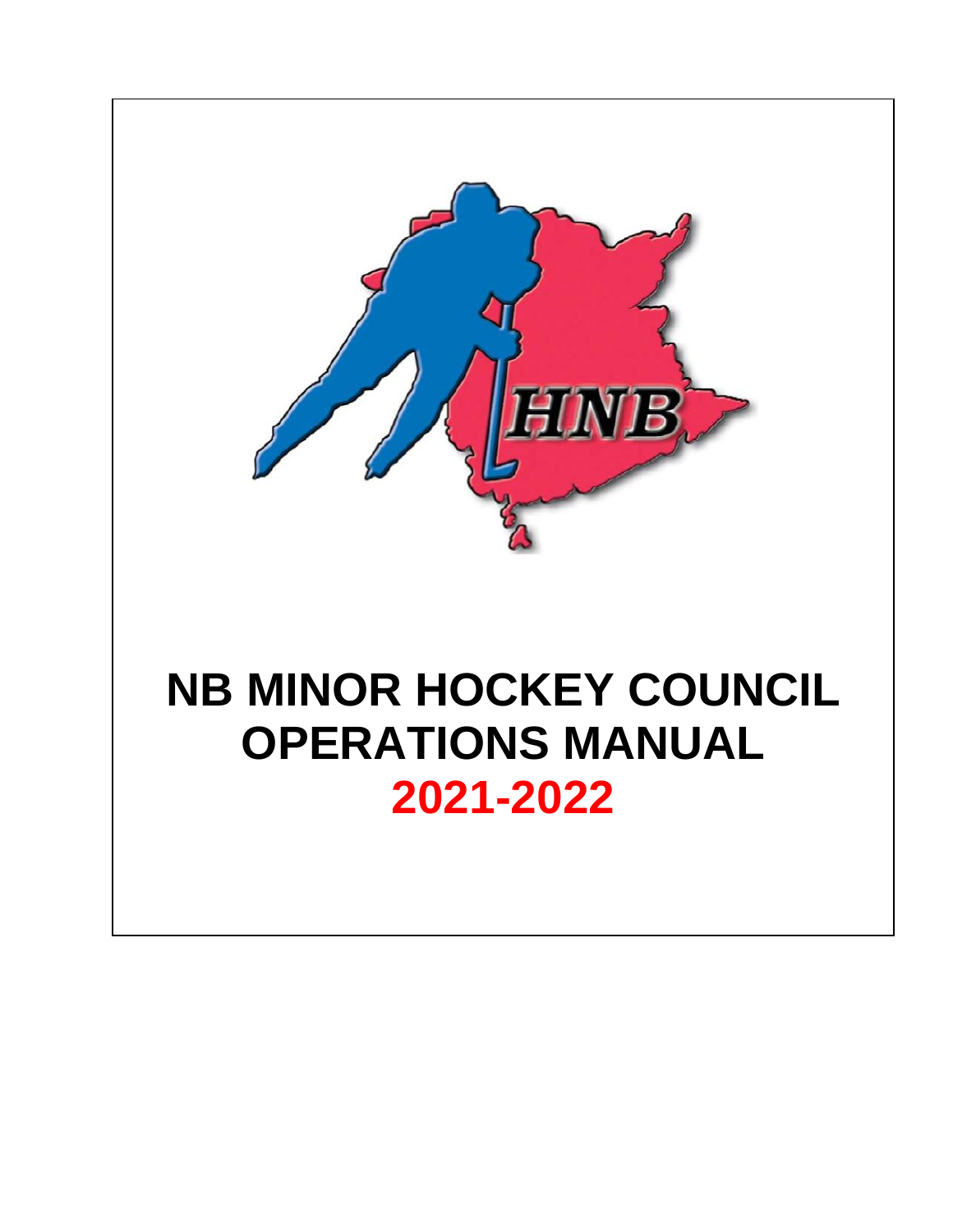HNB

# NB MINOR HOCKEY COUNCIL OPERATIONS MANUAL 2021-2022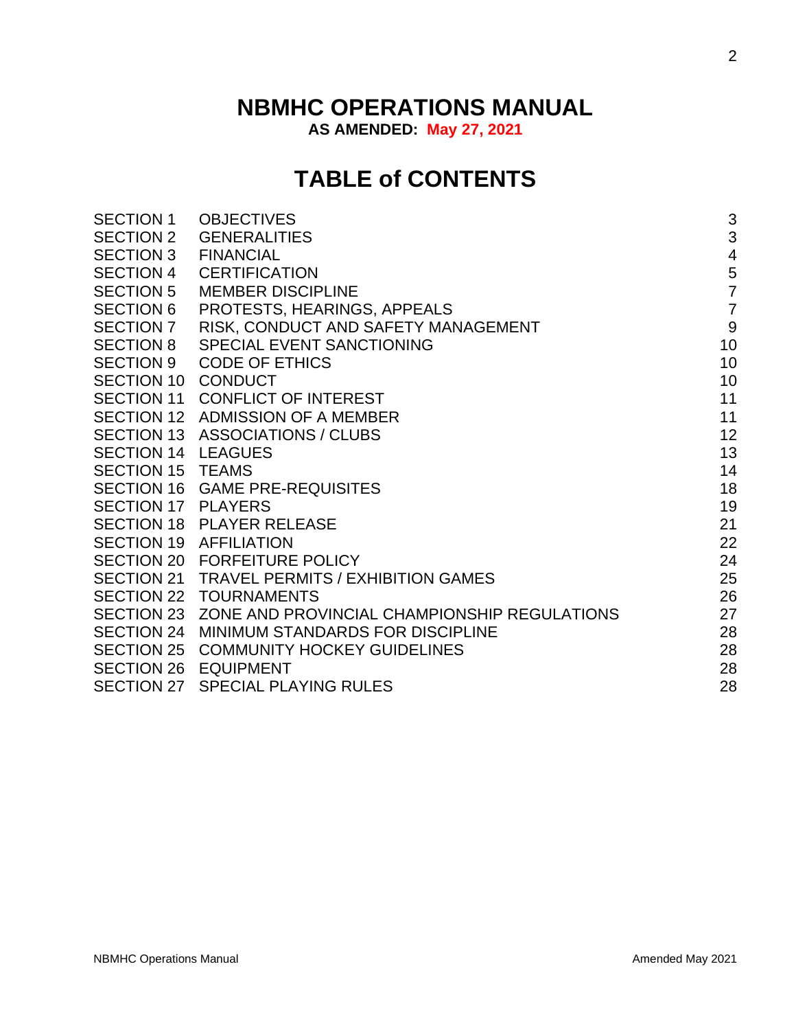# NBMHC OPERATIONS MANUAL

**AS AMENDED: May 27, 2021**

## TABLE of CONTENTS

| | | |
|---|---|---|
| SECTION 1 | OBJECTIVES | 3 |
| SECTION 2 | GENERALITIES | 3 |
| SECTION 3 | FINANCIAL | 4 |
| SECTION 4 | CERTIFICATION | 5 |
| SECTION 5 | MEMBER DISCIPLINE | 7 |
| SECTION 6 | PROTESTS, HEARINGS, APPEALS | 7 |
| SECTION 7 | RISK, CONDUCT AND SAFETY MANAGEMENT | 9 |
| SECTION 8 | SPECIAL EVENT SANCTIONING | 10 |
| SECTION 9 | CODE OF ETHICS | 10 |
| SECTION 10 | CONDUCT | 10 |
| SECTION 11 | CONFLICT OF INTEREST | 11 |
| SECTION 12 | ADMISSION OF A MEMBER | 11 |
| SECTION 13 | ASSOCIATIONS / CLUBS | 12 |
| SECTION 14 | LEAGUES | 13 |
| SECTION 15 | TEAMS | 14 |
| SECTION 16 | GAME PRE-REQUISITES | 18 |
| SECTION 17 | PLAYERS | 19 |
| SECTION 18 | PLAYER RELEASE | 21 |
| SECTION 19 | AFFILIATION | 22 |
| SECTION 20 | FORFEITURE POLICY | 24 |
| SECTION 21 | TRAVEL PERMITS / EXHIBITION GAMES | 25 |
| SECTION 22 | TOURNAMENTS | 26 |
| SECTION 23 | ZONE AND PROVINCIAL CHAMPIONSHIP REGULATIONS | 27 |
| SECTION 24 | MINIMUM STANDARDS FOR DISCIPLINE | 28 |
| SECTION 25 | COMMUNITY HOCKEY GUIDELINES | 28 |
| SECTION 26 | EQUIPMENT | 28 |
| SECTION 27 | SPECIAL PLAYING RULES | 28 |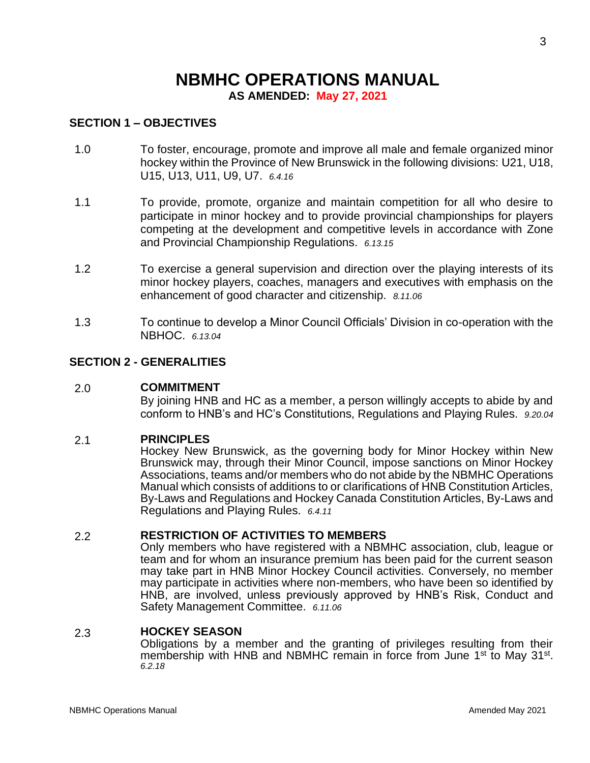# NBMHC OPERATIONS MANUAL

**AS AMENDED: May 27, 2021**

## SECTION 1 – OBJECTIVES

1.0 To foster, encourage, promote and improve all male and female organized minor hockey within the Province of New Brunswick in the following divisions: U21, U18, U15, U13, U11, U9, U7. *6.4.16*

1.1 To provide, promote, organize and maintain competition for all who desire to participate in minor hockey and to provide provincial championships for players competing at the development and competitive levels in accordance with Zone and Provincial Championship Regulations. *6.13.15*

1.2 To exercise a general supervision and direction over the playing interests of its minor hockey players, coaches, managers and executives with emphasis on the enhancement of good character and citizenship. *8.11.06*

1.3 To continue to develop a Minor Council Officials' Division in co-operation with the NBHOC. *6.13.04*

## SECTION 2 - GENERALITIES

2.0 **COMMITMENT**

By joining HNB and HC as a member, a person willingly accepts to abide by and conform to HNB's and HC's Constitutions, Regulations and Playing Rules. *9.20.04*

2.1 **PRINCIPLES**

Hockey New Brunswick, as the governing body for Minor Hockey within New Brunswick may, through their Minor Council, impose sanctions on Minor Hockey Associations, teams and/or members who do not abide by the NBMHC Operations Manual which consists of additions to or clarifications of HNB Constitution Articles, By-Laws and Regulations and Hockey Canada Constitution Articles, By-Laws and Regulations and Playing Rules. *6.4.11*

2.2 **RESTRICTION OF ACTIVITIES TO MEMBERS**

Only members who have registered with a NBMHC association, club, league or team and for whom an insurance premium has been paid for the current season may take part in HNB Minor Hockey Council activities. Conversely, no member may participate in activities where non-members, who have been so identified by HNB, are involved, unless previously approved by HNB's Risk, Conduct and Safety Management Committee. *6.11.06*

2.3 **HOCKEY SEASON**

Obligations by a member and the granting of privileges resulting from their membership with HNB and NBMHC remain in force from June 1st to May 31st. *6.2.18*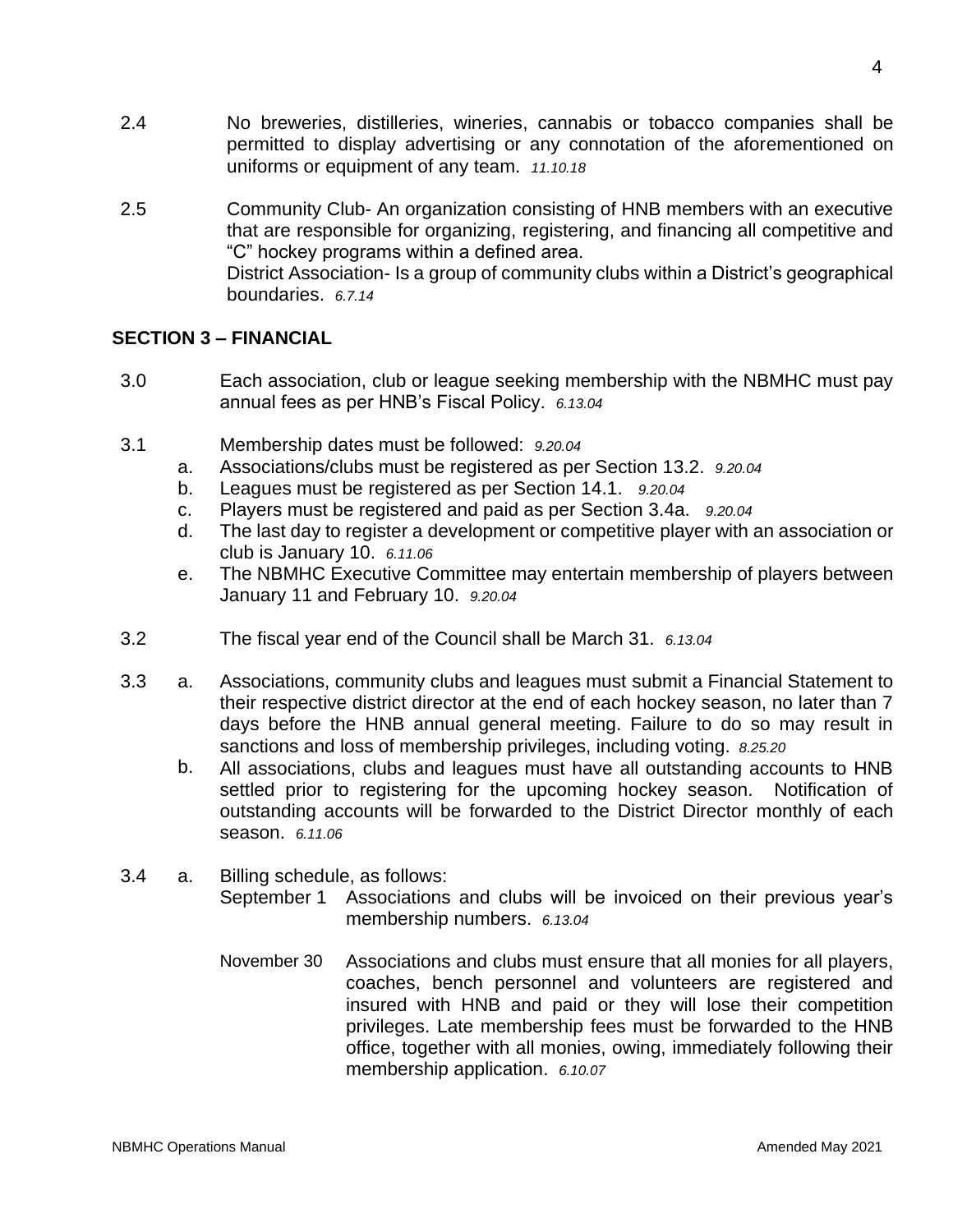2.4 No breweries, distilleries, wineries, cannabis or tobacco companies shall be permitted to display advertising or any connotation of the aforementioned on uniforms or equipment of any team. *11.10.18*

2.5 Community Club- An organization consisting of HNB members with an executive that are responsible for organizing, registering, and financing all competitive and "C" hockey programs within a defined area.
District Association- Is a group of community clubs within a District's geographical boundaries. *6.7.14*

## SECTION 3 – FINANCIAL

3.0 Each association, club or league seeking membership with the NBMHC must pay annual fees as per HNB's Fiscal Policy. *6.13.04*

3.1 Membership dates must be followed: *9.20.04*

a. Associations/clubs must be registered as per Section 13.2. *9.20.04*
b. Leagues must be registered as per Section 14.1. *9.20.04*
c. Players must be registered and paid as per Section 3.4a. *9.20.04*
d. The last day to register a development or competitive player with an association or club is January 10. *6.11.06*
e. The NBMHC Executive Committee may entertain membership of players between January 11 and February 10. *9.20.04*

3.2 The fiscal year end of the Council shall be March 31. *6.13.04*

3.3 a. Associations, community clubs and leagues must submit a Financial Statement to their respective district director at the end of each hockey season, no later than 7 days before the HNB annual general meeting. Failure to do so may result in sanctions and loss of membership privileges, including voting. *8.25.20*

b. All associations, clubs and leagues must have all outstanding accounts to HNB settled prior to registering for the upcoming hockey season. Notification of outstanding accounts will be forwarded to the District Director monthly of each season. *6.11.06*

3.4 a. Billing schedule, as follows:

September 1 Associations and clubs will be invoiced on their previous year's membership numbers. *6.13.04*

November 30 Associations and clubs must ensure that all monies for all players, coaches, bench personnel and volunteers are registered and insured with HNB and paid or they will lose their competition privileges. Late membership fees must be forwarded to the HNB office, together with all monies, owing, immediately following their membership application. *6.10.07*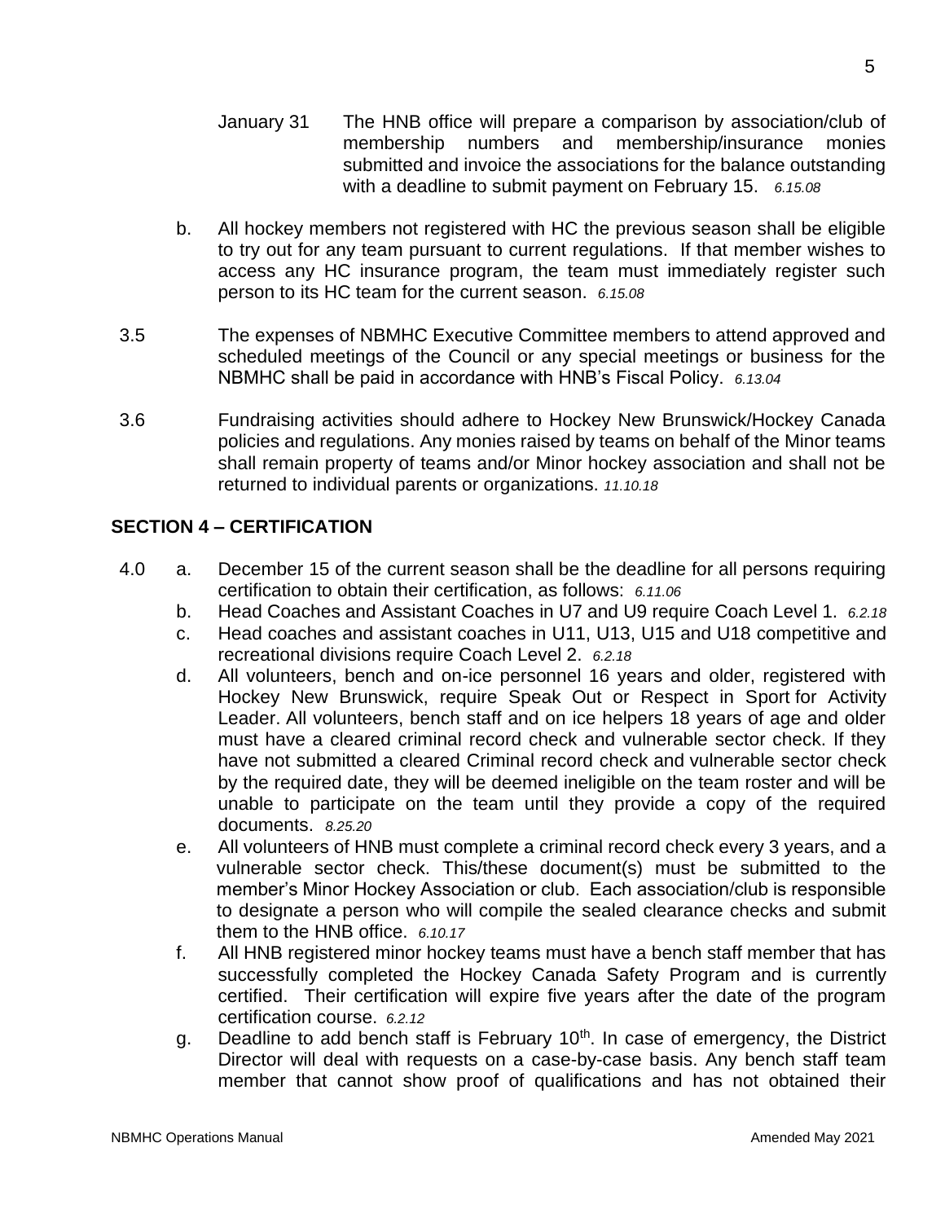January 31 The HNB office will prepare a comparison by association/club of membership numbers and membership/insurance monies submitted and invoice the associations for the balance outstanding with a deadline to submit payment on February 15. *6.15.08*

b. All hockey members not registered with HC the previous season shall be eligible to try out for any team pursuant to current regulations. If that member wishes to access any HC insurance program, the team must immediately register such person to its HC team for the current season. *6.15.08*

3.5 The expenses of NBMHC Executive Committee members to attend approved and scheduled meetings of the Council or any special meetings or business for the NBMHC shall be paid in accordance with HNB's Fiscal Policy. *6.13.04*

3.6 Fundraising activities should adhere to Hockey New Brunswick/Hockey Canada policies and regulations. Any monies raised by teams on behalf of the Minor teams shall remain property of teams and/or Minor hockey association and shall not be returned to individual parents or organizations. *11.10.18*

## SECTION 4 – CERTIFICATION

4.0 a. December 15 of the current season shall be the deadline for all persons requiring certification to obtain their certification, as follows: *6.11.06*

b. Head Coaches and Assistant Coaches in U7 and U9 require Coach Level 1. *6.2.18*

c. Head coaches and assistant coaches in U11, U13, U15 and U18 competitive and recreational divisions require Coach Level 2. *6.2.18*

d. All volunteers, bench and on-ice personnel 16 years and older, registered with Hockey New Brunswick, require Speak Out or Respect in Sport for Activity Leader. All volunteers, bench staff and on ice helpers 18 years of age and older must have a cleared criminal record check and vulnerable sector check. If they have not submitted a cleared Criminal record check and vulnerable sector check by the required date, they will be deemed ineligible on the team roster and will be unable to participate on the team until they provide a copy of the required documents. *8.25.20*

e. All volunteers of HNB must complete a criminal record check every 3 years, and a vulnerable sector check. This/these document(s) must be submitted to the member's Minor Hockey Association or club. Each association/club is responsible to designate a person who will compile the sealed clearance checks and submit them to the HNB office. *6.10.17*

f. All HNB registered minor hockey teams must have a bench staff member that has successfully completed the Hockey Canada Safety Program and is currently certified. Their certification will expire five years after the date of the program certification course. *6.2.12*

g. Deadline to add bench staff is February 10th. In case of emergency, the District Director will deal with requests on a case-by-case basis. Any bench staff team member that cannot show proof of qualifications and has not obtained their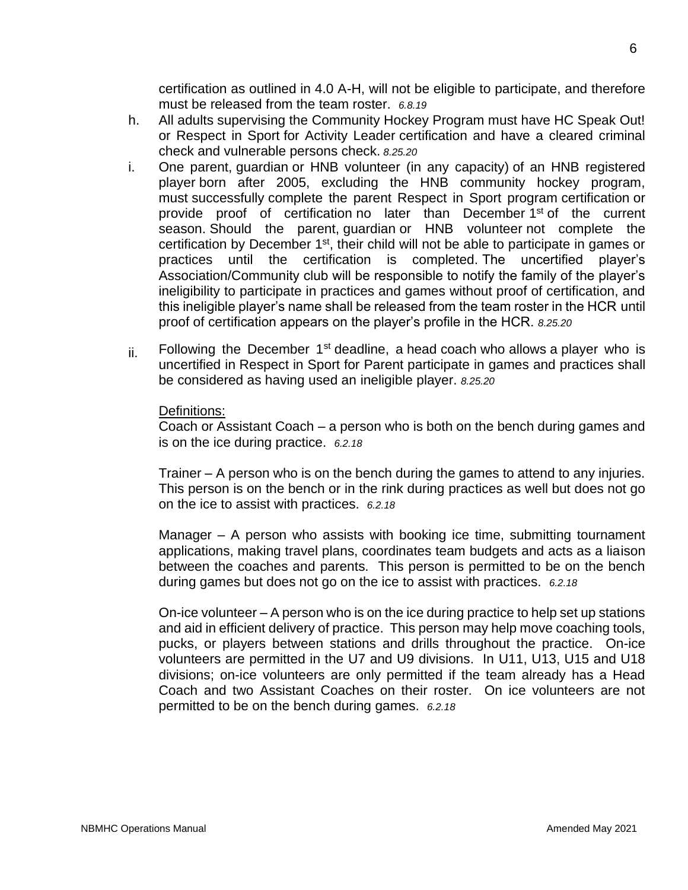certification as outlined in 4.0 A-H, will not be eligible to participate, and therefore must be released from the team roster. *6.8.19*

h. All adults supervising the Community Hockey Program must have HC Speak Out! or Respect in Sport for Activity Leader certification and have a cleared criminal check and vulnerable persons check. *8.25.20*

i. One parent, guardian or HNB volunteer (in any capacity) of an HNB registered player born after 2005, excluding the HNB community hockey program, must successfully complete the parent Respect in Sport program certification or provide proof of certification no later than December 1st of the current season. Should the parent, guardian or HNB volunteer not complete the certification by December 1st, their child will not be able to participate in games or practices until the certification is completed. The uncertified player's Association/Community club will be responsible to notify the family of the player's ineligibility to participate in practices and games without proof of certification, and this ineligible player's name shall be released from the team roster in the HCR until proof of certification appears on the player's profile in the HCR. *8.25.20*

ii. Following the December 1st deadline, a head coach who allows a player who is uncertified in Respect in Sport for Parent participate in games and practices shall be considered as having used an ineligible player. *8.25.20*

Definitions:

Coach or Assistant Coach – a person who is both on the bench during games and is on the ice during practice. *6.2.18*

Trainer – A person who is on the bench during the games to attend to any injuries. This person is on the bench or in the rink during practices as well but does not go on the ice to assist with practices. *6.2.18*

Manager – A person who assists with booking ice time, submitting tournament applications, making travel plans, coordinates team budgets and acts as a liaison between the coaches and parents. This person is permitted to be on the bench during games but does not go on the ice to assist with practices. *6.2.18*

On-ice volunteer – A person who is on the ice during practice to help set up stations and aid in efficient delivery of practice. This person may help move coaching tools, pucks, or players between stations and drills throughout the practice. On-ice volunteers are permitted in the U7 and U9 divisions. In U11, U13, U15 and U18 divisions; on-ice volunteers are only permitted if the team already has a Head Coach and two Assistant Coaches on their roster. On ice volunteers are not permitted to be on the bench during games. *6.2.18*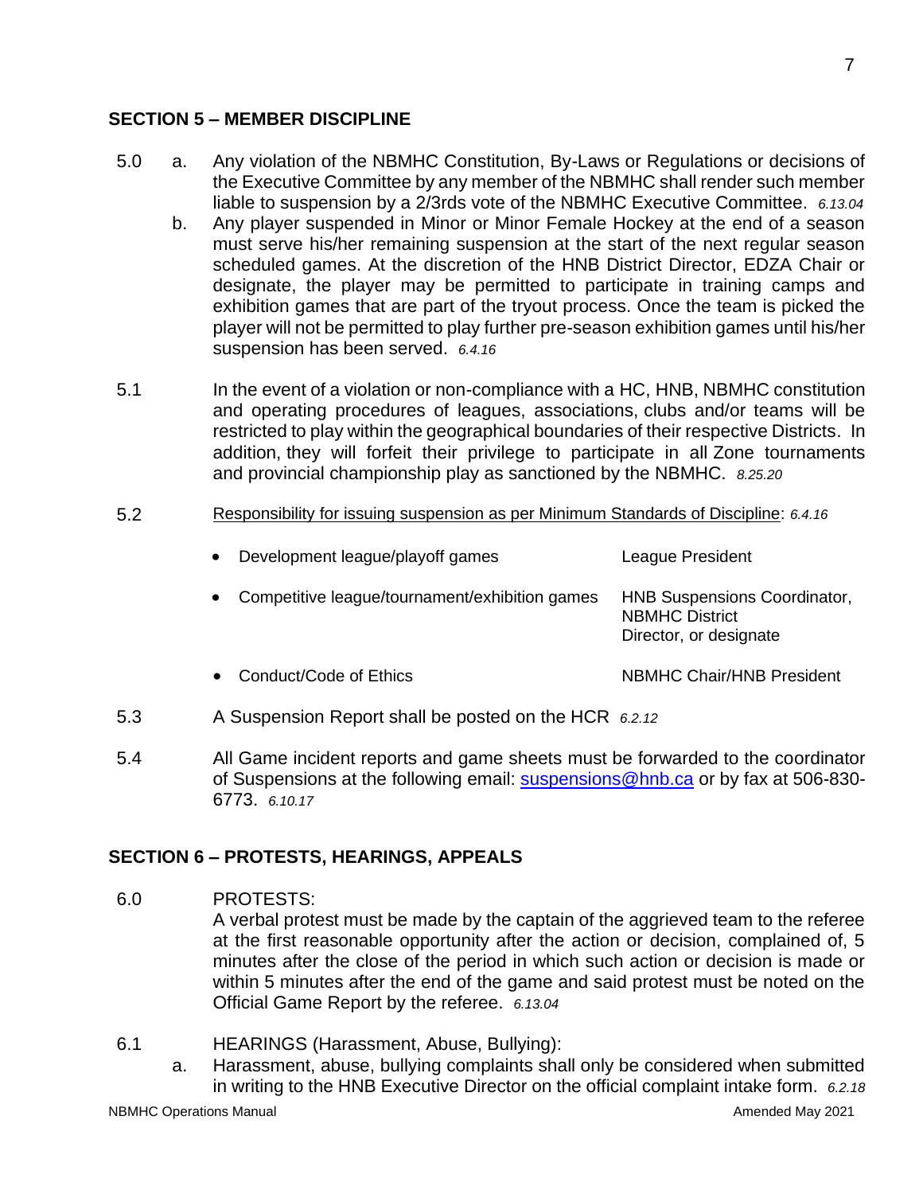## SECTION 5 – MEMBER DISCIPLINE

5.0 a. Any violation of the NBMHC Constitution, By-Laws or Regulations or decisions of the Executive Committee by any member of the NBMHC shall render such member liable to suspension by a 2/3rds vote of the NBMHC Executive Committee. *6.13.04*

b. Any player suspended in Minor or Minor Female Hockey at the end of a season must serve his/her remaining suspension at the start of the next regular season scheduled games. At the discretion of the HNB District Director, EDZA Chair or designate, the player may be permitted to participate in training camps and exhibition games that are part of the tryout process. Once the team is picked the player will not be permitted to play further pre-season exhibition games until his/her suspension has been served. *6.4.16*

5.1 In the event of a violation or non-compliance with a HC, HNB, NBMHC constitution and operating procedures of leagues, associations, clubs and/or teams will be restricted to play within the geographical boundaries of their respective Districts. In addition, they will forfeit their privilege to participate in all Zone tournaments and provincial championship play as sanctioned by the NBMHC. *8.25.20*

5.2 Responsibility for issuing suspension as per Minimum Standards of Discipline: *6.4.16*

| | |
|---|---|
| • Development league/playoff games | League President |
| • Competitive league/tournament/exhibition games | HNB Suspensions Coordinator, NBMHC District Director, or designate |
| • Conduct/Code of Ethics | NBMHC Chair/HNB President |

5.3 A Suspension Report shall be posted on the HCR *6.2.12*

5.4 All Game incident reports and game sheets must be forwarded to the coordinator of Suspensions at the following email: suspensions@hnb.ca or by fax at 506-830-6773. *6.10.17*

## SECTION 6 – PROTESTS, HEARINGS, APPEALS

6.0 PROTESTS:
A verbal protest must be made by the captain of the aggrieved team to the referee at the first reasonable opportunity after the action or decision, complained of, 5 minutes after the close of the period in which such action or decision is made or within 5 minutes after the end of the game and said protest must be noted on the Official Game Report by the referee. *6.13.04*

6.1 HEARINGS (Harassment, Abuse, Bullying):

a. Harassment, abuse, bullying complaints shall only be considered when submitted in writing to the HNB Executive Director on the official complaint intake form. *6.2.18*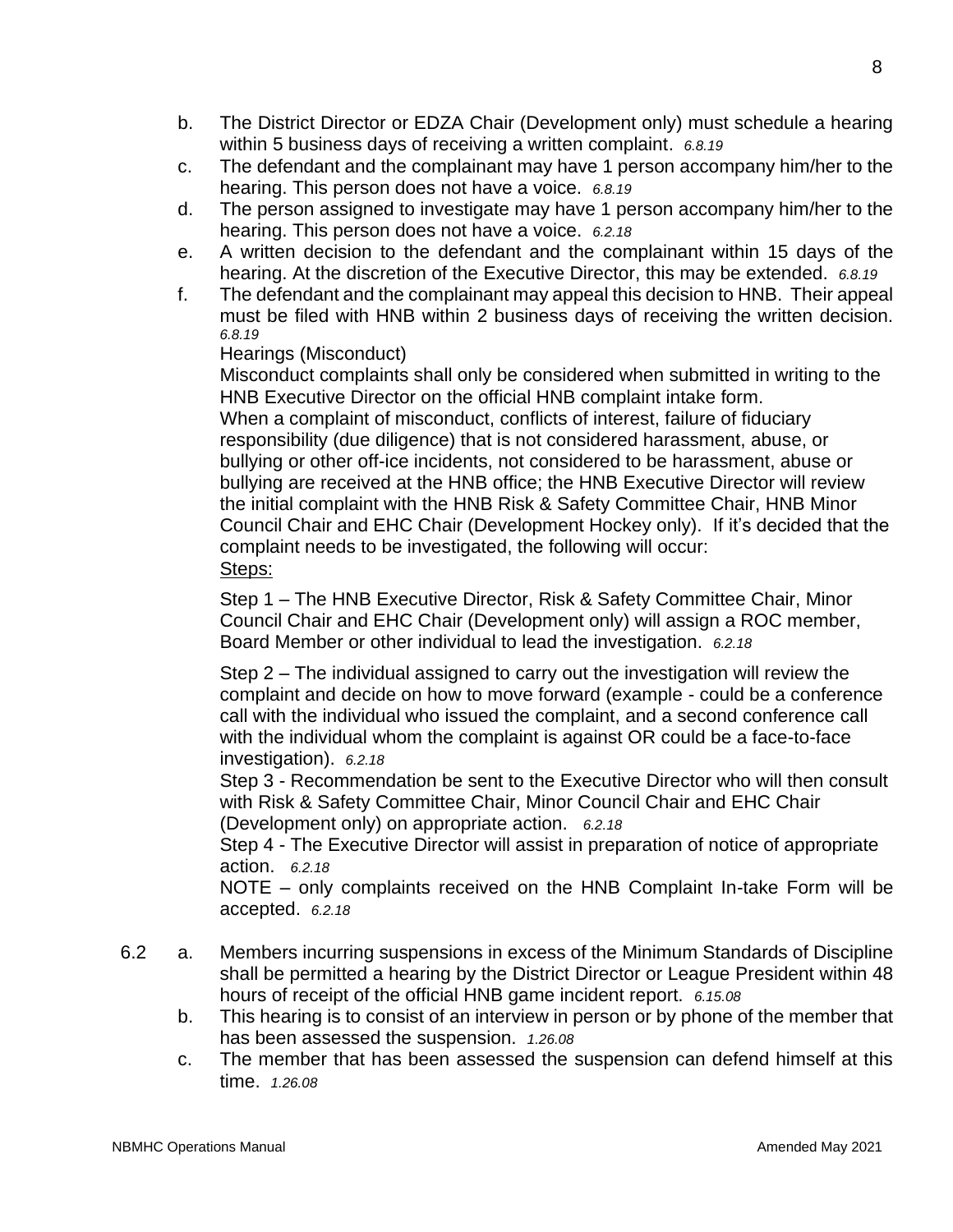b. The District Director or EDZA Chair (Development only) must schedule a hearing within 5 business days of receiving a written complaint. *6.8.19*

c. The defendant and the complainant may have 1 person accompany him/her to the hearing. This person does not have a voice. *6.8.19*

d. The person assigned to investigate may have 1 person accompany him/her to the hearing. This person does not have a voice. *6.2.18*

e. A written decision to the defendant and the complainant within 15 days of the hearing. At the discretion of the Executive Director, this may be extended. *6.8.19*

f. The defendant and the complainant may appeal this decision to HNB. Their appeal must be filed with HNB within 2 business days of receiving the written decision. *6.8.19*

Hearings (Misconduct)

Misconduct complaints shall only be considered when submitted in writing to the HNB Executive Director on the official HNB complaint intake form.

When a complaint of misconduct, conflicts of interest, failure of fiduciary responsibility (due diligence) that is not considered harassment, abuse, or bullying or other off-ice incidents, not considered to be harassment, abuse or bullying are received at the HNB office; the HNB Executive Director will review the initial complaint with the HNB Risk & Safety Committee Chair, HNB Minor Council Chair and EHC Chair (Development Hockey only). If it's decided that the complaint needs to be investigated, the following will occur:

<u>Steps:</u>

Step 1 – The HNB Executive Director, Risk & Safety Committee Chair, Minor Council Chair and EHC Chair (Development only) will assign a ROC member, Board Member or other individual to lead the investigation. *6.2.18*

Step 2 – The individual assigned to carry out the investigation will review the complaint and decide on how to move forward (example - could be a conference call with the individual who issued the complaint, and a second conference call with the individual whom the complaint is against OR could be a face-to-face investigation). *6.2.18*

Step 3 - Recommendation be sent to the Executive Director who will then consult with Risk & Safety Committee Chair, Minor Council Chair and EHC Chair (Development only) on appropriate action. *6.2.18*

Step 4 - The Executive Director will assist in preparation of notice of appropriate action. *6.2.18*

NOTE – only complaints received on the HNB Complaint In-take Form will be accepted. *6.2.18*

6.2 a. Members incurring suspensions in excess of the Minimum Standards of Discipline shall be permitted a hearing by the District Director or League President within 48 hours of receipt of the official HNB game incident report. *6.15.08*

b. This hearing is to consist of an interview in person or by phone of the member that has been assessed the suspension. *1.26.08*

c. The member that has been assessed the suspension can defend himself at this time. *1.26.08*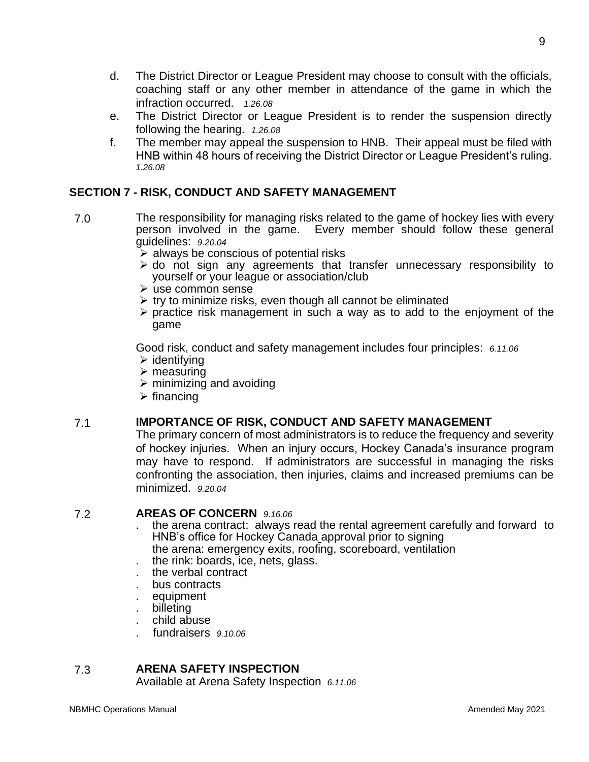d. The District Director or League President may choose to consult with the officials, coaching staff or any other member in attendance of the game in which the infraction occurred. *1.26.08*

e. The District Director or League President is to render the suspension directly following the hearing. *1.26.08*

f. The member may appeal the suspension to HNB. Their appeal must be filed with HNB within 48 hours of receiving the District Director or League President's ruling. *1.26.08*

## SECTION 7 - RISK, CONDUCT AND SAFETY MANAGEMENT

7.0 The responsibility for managing risks related to the game of hockey lies with every person involved in the game. Every member should follow these general guidelines: *9.20.04*

- always be conscious of potential risks
- do not sign any agreements that transfer unnecessary responsibility to yourself or your league or association/club
- use common sense
- try to minimize risks, even though all cannot be eliminated
- practice risk management in such a way as to add to the enjoyment of the game

Good risk, conduct and safety management includes four principles: *6.11.06*

- identifying
- measuring
- minimizing and avoiding
- financing

### 7.1 IMPORTANCE OF RISK, CONDUCT AND SAFETY MANAGEMENT

The primary concern of most administrators is to reduce the frequency and severity of hockey injuries. When an injury occurs, Hockey Canada's insurance program may have to respond. If administrators are successful in managing the risks confronting the association, then injuries, claims and increased premiums can be minimized. *9.20.04*

### 7.2 AREAS OF CONCERN *9.16.06*

- the arena contract: always read the rental agreement carefully and forward to HNB's office for Hockey Canada approval prior to signing
  the arena: emergency exits, roofing, scoreboard, ventilation
- the rink: boards, ice, nets, glass.
- the verbal contract
- bus contracts
- equipment
- billeting
- child abuse
- fundraisers *9.10.06*

### 7.3 ARENA SAFETY INSPECTION

Available at Arena Safety Inspection *6.11.06*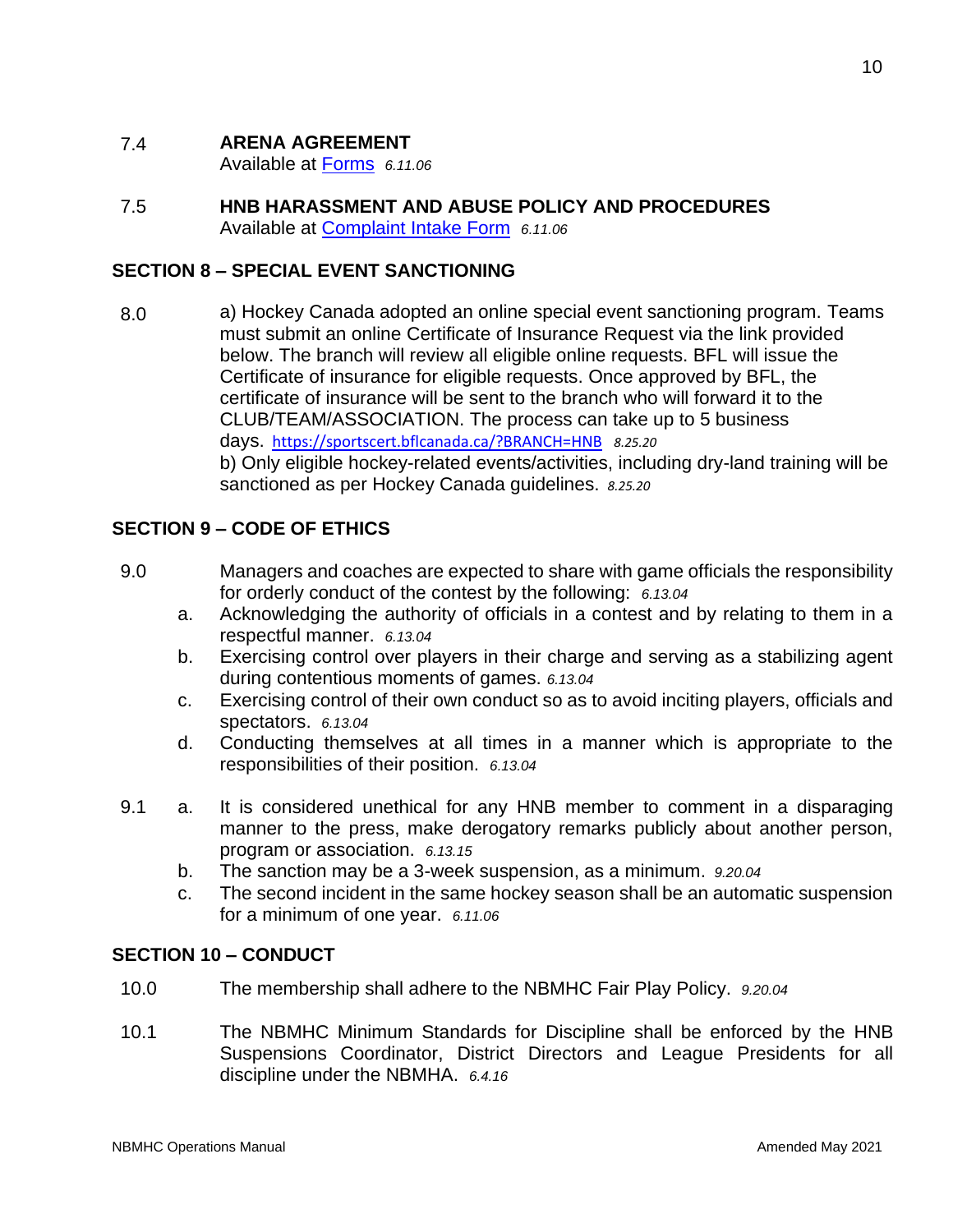7.4 **ARENA AGREEMENT**
Available at [Forms](Forms) *6.11.06*

7.5 **HNB HARASSMENT AND ABUSE POLICY AND PROCEDURES**
Available at [Complaint Intake Form](Complaint Intake Form) *6.11.06*

## SECTION 8 – SPECIAL EVENT SANCTIONING

8.0 a) Hockey Canada adopted an online special event sanctioning program. Teams must submit an online Certificate of Insurance Request via the link provided below. The branch will review all eligible online requests. BFL will issue the Certificate of insurance for eligible requests. Once approved by BFL, the certificate of insurance will be sent to the branch who will forward it to the CLUB/TEAM/ASSOCIATION. The process can take up to 5 business days. https://sportscert.bflcanada.ca/?BRANCH=HNB *8.25.20*
b) Only eligible hockey-related events/activities, including dry-land training will be sanctioned as per Hockey Canada guidelines. *8.25.20*

## SECTION 9 – CODE OF ETHICS

9.0 Managers and coaches are expected to share with game officials the responsibility for orderly conduct of the contest by the following: *6.13.04*

a. Acknowledging the authority of officials in a contest and by relating to them in a respectful manner. *6.13.04*
b. Exercising control over players in their charge and serving as a stabilizing agent during contentious moments of games. *6.13.04*
c. Exercising control of their own conduct so as to avoid inciting players, officials and spectators. *6.13.04*
d. Conducting themselves at all times in a manner which is appropriate to the responsibilities of their position. *6.13.04*

9.1 a. It is considered unethical for any HNB member to comment in a disparaging manner to the press, make derogatory remarks publicly about another person, program or association. *6.13.15*
b. The sanction may be a 3-week suspension, as a minimum. *9.20.04*
c. The second incident in the same hockey season shall be an automatic suspension for a minimum of one year. *6.11.06*

## SECTION 10 – CONDUCT

10.0 The membership shall adhere to the NBMHC Fair Play Policy. *9.20.04*

10.1 The NBMHC Minimum Standards for Discipline shall be enforced by the HNB Suspensions Coordinator, District Directors and League Presidents for all discipline under the NBMHA. *6.4.16*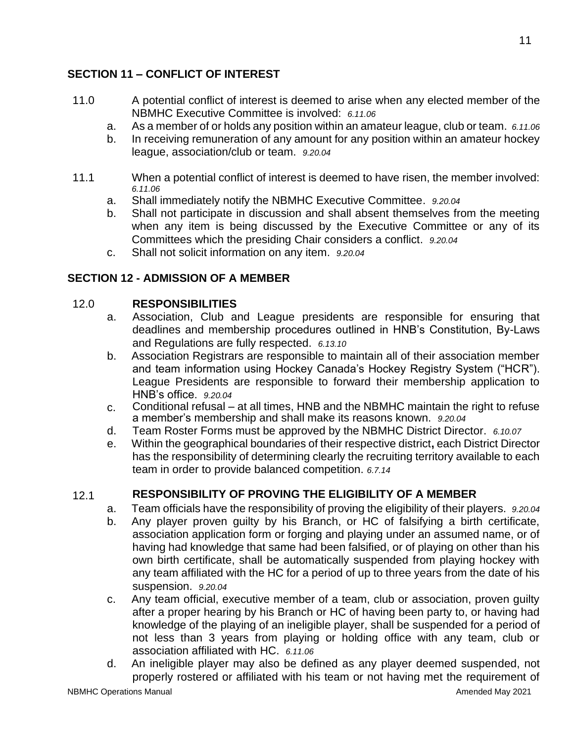## SECTION 11 – CONFLICT OF INTEREST

11.0 A potential conflict of interest is deemed to arise when any elected member of the NBMHC Executive Committee is involved: *6.11.06*

a. As a member of or holds any position within an amateur league, club or team. *6.11.06*

b. In receiving remuneration of any amount for any position within an amateur hockey league, association/club or team. *9.20.04*

11.1 When a potential conflict of interest is deemed to have risen, the member involved: *6.11.06*

a. Shall immediately notify the NBMHC Executive Committee. *9.20.04*

b. Shall not participate in discussion and shall absent themselves from the meeting when any item is being discussed by the Executive Committee or any of its Committees which the presiding Chair considers a conflict. *9.20.04*

c. Shall not solicit information on any item. *9.20.04*

## SECTION 12 - ADMISSION OF A MEMBER

### 12.0 RESPONSIBILITIES

a. Association, Club and League presidents are responsible for ensuring that deadlines and membership procedures outlined in HNB's Constitution, By-Laws and Regulations are fully respected. *6.13.10*

b. Association Registrars are responsible to maintain all of their association member and team information using Hockey Canada's Hockey Registry System ("HCR"). League Presidents are responsible to forward their membership application to HNB's office. *9.20.04*

c. Conditional refusal – at all times, HNB and the NBMHC maintain the right to refuse a member's membership and shall make its reasons known. *9.20.04*

d. Team Roster Forms must be approved by the NBMHC District Director. *6.10.07*

e. Within the geographical boundaries of their respective district**,** each District Director has the responsibility of determining clearly the recruiting territory available to each team in order to provide balanced competition. *6.7.14*

### 12.1 RESPONSIBILITY OF PROVING THE ELIGIBILITY OF A MEMBER

a. Team officials have the responsibility of proving the eligibility of their players. *9.20.04*

b. Any player proven guilty by his Branch, or HC of falsifying a birth certificate, association application form or forging and playing under an assumed name, or of having had knowledge that same had been falsified, or of playing on other than his own birth certificate, shall be automatically suspended from playing hockey with any team affiliated with the HC for a period of up to three years from the date of his suspension. *9.20.04*

c. Any team official, executive member of a team, club or association, proven guilty after a proper hearing by his Branch or HC of having been party to, or having had knowledge of the playing of an ineligible player, shall be suspended for a period of not less than 3 years from playing or holding office with any team, club or association affiliated with HC. *6.11.06*

d. An ineligible player may also be defined as any player deemed suspended, not properly rostered or affiliated with his team or not having met the requirement of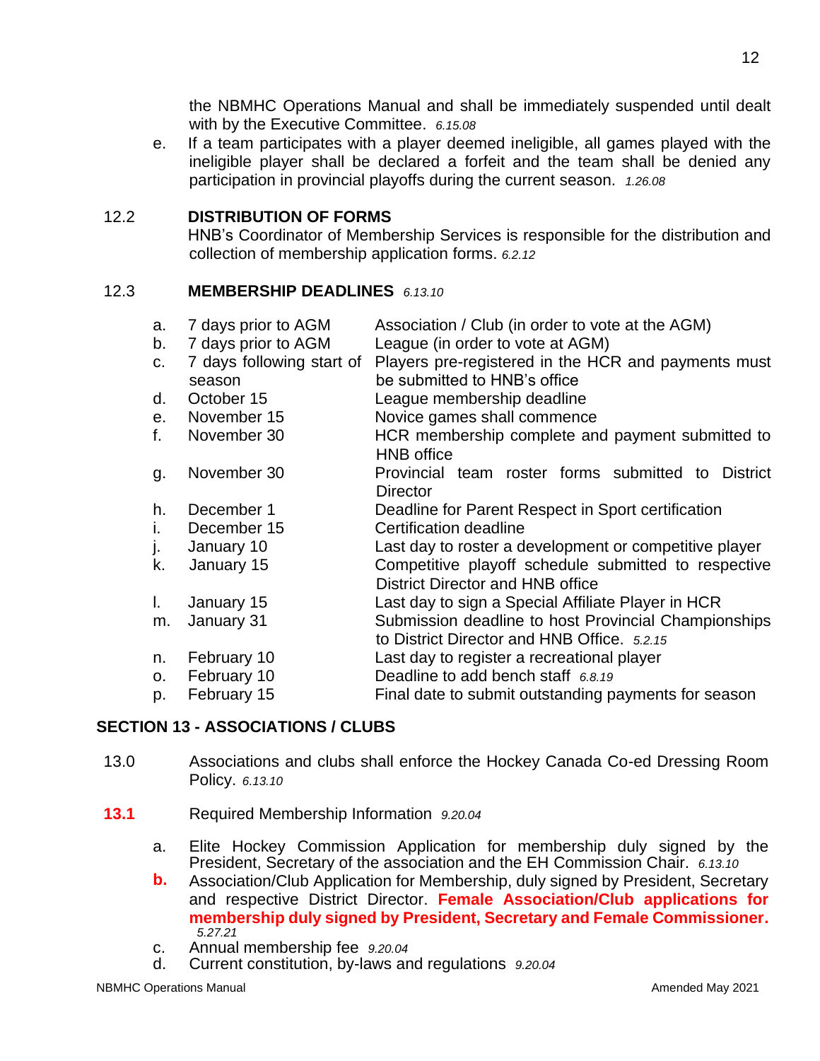the NBMHC Operations Manual and shall be immediately suspended until dealt with by the Executive Committee. *6.15.08*

e. If a team participates with a player deemed ineligible, all games played with the ineligible player shall be declared a forfeit and the team shall be denied any participation in provincial playoffs during the current season. *1.26.08*

12.2 **DISTRIBUTION OF FORMS**

HNB's Coordinator of Membership Services is responsible for the distribution and collection of membership application forms. *6.2.12*

12.3 **MEMBERSHIP DEADLINES** *6.13.10*

| | | |
|---|---|---|
| a. | 7 days prior to AGM | Association / Club (in order to vote at the AGM) |
| b. | 7 days prior to AGM | League (in order to vote at AGM) |
| c. | 7 days following start of season | Players pre-registered in the HCR and payments must be submitted to HNB's office |
| d. | October 15 | League membership deadline |
| e. | November 15 | Novice games shall commence |
| f. | November 30 | HCR membership complete and payment submitted to HNB office |
| g. | November 30 | Provincial team roster forms submitted to District Director |
| h. | December 1 | Deadline for Parent Respect in Sport certification |
| i. | December 15 | Certification deadline |
| j. | January 10 | Last day to roster a development or competitive player |
| k. | January 15 | Competitive playoff schedule submitted to respective District Director and HNB office |
| l. | January 15 | Last day to sign a Special Affiliate Player in HCR |
| m. | January 31 | Submission deadline to host Provincial Championships to District Director and HNB Office. *5.2.15* |
| n. | February 10 | Last day to register a recreational player |
| o. | February 10 | Deadline to add bench staff *6.8.19* |
| p. | February 15 | Final date to submit outstanding payments for season |

## SECTION 13 - ASSOCIATIONS / CLUBS

13.0 Associations and clubs shall enforce the Hockey Canada Co-ed Dressing Room Policy. *6.13.10*

**13.1** Required Membership Information *9.20.04*

a. Elite Hockey Commission Application for membership duly signed by the President, Secretary of the association and the EH Commission Chair. *6.13.10*

**b.** Association/Club Application for Membership, duly signed by President, Secretary and respective District Director. **Female Association/Club applications for membership duly signed by President, Secretary and Female Commissioner.** *5.27.21*

c. Annual membership fee *9.20.04*

d. Current constitution, by-laws and regulations *9.20.04*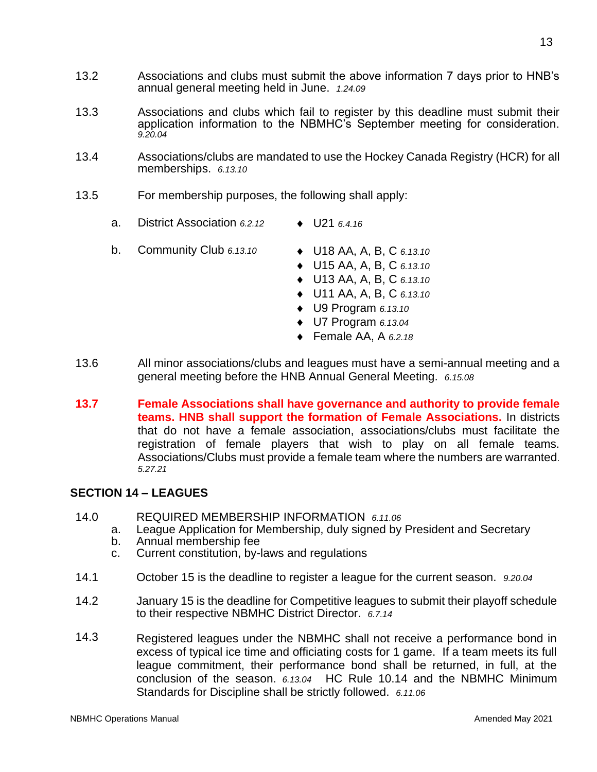13.2 Associations and clubs must submit the above information 7 days prior to HNB's annual general meeting held in June. *1.24.09*

13.3 Associations and clubs which fail to register by this deadline must submit their application information to the NBMHC's September meeting for consideration. *9.20.04*

13.4 Associations/clubs are mandated to use the Hockey Canada Registry (HCR) for all memberships. *6.13.10*

13.5 For membership purposes, the following shall apply:

a. District Association *6.2.12*
- ♦ U21 *6.4.16*

b. Community Club *6.13.10*
- ♦ U18 AA, A, B, C *6.13.10*
- ♦ U15 AA, A, B, C *6.13.10*
- ♦ U13 AA, A, B, C *6.13.10*
- ♦ U11 AA, A, B, C *6.13.10*
- ♦ U9 Program *6.13.10*
- ♦ U7 Program *6.13.04*
- ♦ Female AA, A *6.2.18*

13.6 All minor associations/clubs and leagues must have a semi-annual meeting and a general meeting before the HNB Annual General Meeting. *6.15.08*

**13.7 Female Associations shall have governance and authority to provide female teams. HNB shall support the formation of Female Associations.** In districts that do not have a female association, associations/clubs must facilitate the registration of female players that wish to play on all female teams. Associations/Clubs must provide a female team where the numbers are warranted. *5.27.21*

## SECTION 14 – LEAGUES

14.0 REQUIRED MEMBERSHIP INFORMATION *6.11.06*

a. League Application for Membership, duly signed by President and Secretary
b. Annual membership fee
c. Current constitution, by-laws and regulations

14.1 October 15 is the deadline to register a league for the current season. *9.20.04*

14.2 January 15 is the deadline for Competitive leagues to submit their playoff schedule to their respective NBMHC District Director. *6.7.14*

14.3 Registered leagues under the NBMHC shall not receive a performance bond in excess of typical ice time and officiating costs for 1 game. If a team meets its full league commitment, their performance bond shall be returned, in full, at the conclusion of the season. *6.13.04* HC Rule 10.14 and the NBMHC Minimum Standards for Discipline shall be strictly followed. *6.11.06*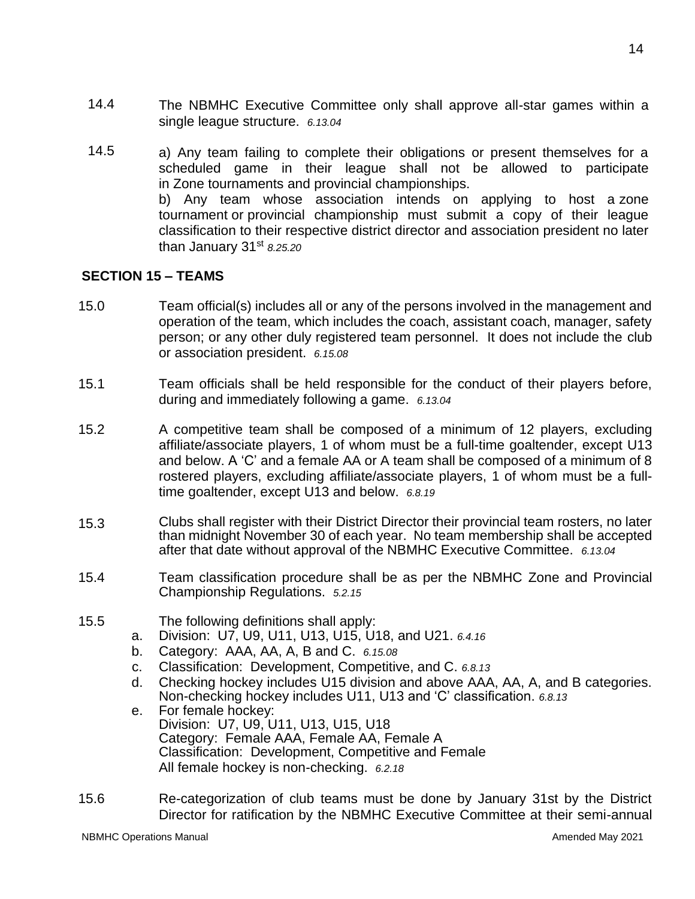14.4 The NBMHC Executive Committee only shall approve all-star games within a single league structure. *6.13.04*

14.5 a) Any team failing to complete their obligations or present themselves for a scheduled game in their league shall not be allowed to participate in Zone tournaments and provincial championships.
b) Any team whose association intends on applying to host a zone tournament or provincial championship must submit a copy of their league classification to their respective district director and association president no later than January 31st *8.25.20*

## SECTION 15 – TEAMS

15.0 Team official(s) includes all or any of the persons involved in the management and operation of the team, which includes the coach, assistant coach, manager, safety person; or any other duly registered team personnel. It does not include the club or association president. *6.15.08*

15.1 Team officials shall be held responsible for the conduct of their players before, during and immediately following a game. *6.13.04*

15.2 A competitive team shall be composed of a minimum of 12 players, excluding affiliate/associate players, 1 of whom must be a full-time goaltender, except U13 and below. A 'C' and a female AA or A team shall be composed of a minimum of 8 rostered players, excluding affiliate/associate players, 1 of whom must be a full-time goaltender, except U13 and below. *6.8.19*

15.3 Clubs shall register with their District Director their provincial team rosters, no later than midnight November 30 of each year. No team membership shall be accepted after that date without approval of the NBMHC Executive Committee. *6.13.04*

15.4 Team classification procedure shall be as per the NBMHC Zone and Provincial Championship Regulations. *5.2.15*

15.5 The following definitions shall apply:

a. Division: U7, U9, U11, U13, U15, U18, and U21. *6.4.16*
b. Category: AAA, AA, A, B and C. *6.15.08*
c. Classification: Development, Competitive, and C. *6.8.13*
d. Checking hockey includes U15 division and above AAA, AA, A, and B categories. Non-checking hockey includes U11, U13 and 'C' classification. *6.8.13*
e. For female hockey:
   Division: U7, U9, U11, U13, U15, U18
   Category: Female AAA, Female AA, Female A
   Classification: Development, Competitive and Female
   All female hockey is non-checking. *6.2.18*

15.6 Re-categorization of club teams must be done by January 31st by the District Director for ratification by the NBMHC Executive Committee at their semi-annual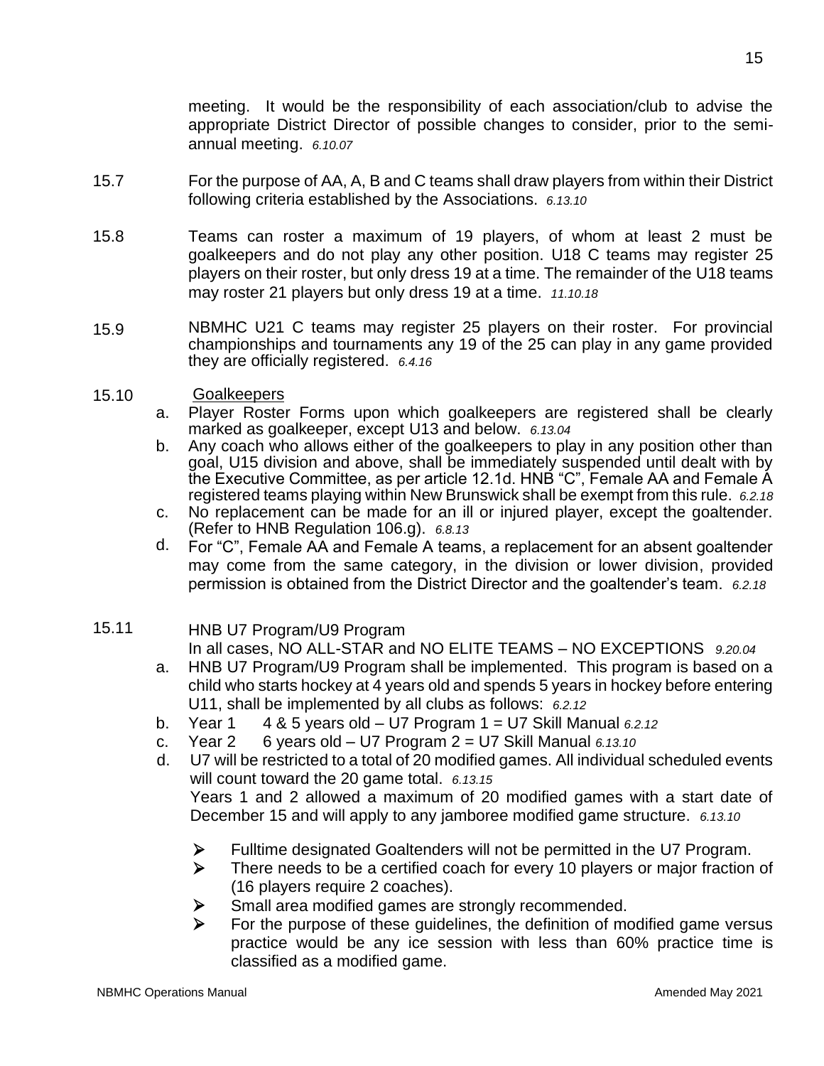meeting. It would be the responsibility of each association/club to advise the appropriate District Director of possible changes to consider, prior to the semi-annual meeting. *6.10.07*

15.7 For the purpose of AA, A, B and C teams shall draw players from within their District following criteria established by the Associations. *6.13.10*

15.8 Teams can roster a maximum of 19 players, of whom at least 2 must be goalkeepers and do not play any other position. U18 C teams may register 25 players on their roster, but only dress 19 at a time. The remainder of the U18 teams may roster 21 players but only dress 19 at a time. *11.10.18*

15.9 NBMHC U21 C teams may register 25 players on their roster. For provincial championships and tournaments any 19 of the 25 can play in any game provided they are officially registered. *6.4.16*

15.10 Goalkeepers

a. Player Roster Forms upon which goalkeepers are registered shall be clearly marked as goalkeeper, except U13 and below. *6.13.04*
b. Any coach who allows either of the goalkeepers to play in any position other than goal, U15 division and above, shall be immediately suspended until dealt with by the Executive Committee, as per article 12.1d. HNB "C", Female AA and Female A registered teams playing within New Brunswick shall be exempt from this rule. *6.2.18*
c. No replacement can be made for an ill or injured player, except the goaltender. (Refer to HNB Regulation 106.g). *6.8.13*
d. For "C", Female AA and Female A teams, a replacement for an absent goaltender may come from the same category, in the division or lower division, provided permission is obtained from the District Director and the goaltender's team. *6.2.18*

15.11 HNB U7 Program/U9 Program

In all cases, NO ALL-STAR and NO ELITE TEAMS – NO EXCEPTIONS *9.20.04*

a. HNB U7 Program/U9 Program shall be implemented. This program is based on a child who starts hockey at 4 years old and spends 5 years in hockey before entering U11, shall be implemented by all clubs as follows: *6.2.12*
b. Year 1 4 & 5 years old – U7 Program 1 = U7 Skill Manual *6.2.12*
c. Year 2 6 years old – U7 Program 2 = U7 Skill Manual *6.13.10*
d. U7 will be restricted to a total of 20 modified games. All individual scheduled events will count toward the 20 game total. *6.13.15*
   Years 1 and 2 allowed a maximum of 20 modified games with a start date of December 15 and will apply to any jamboree modified game structure. *6.13.10*

   - Fulltime designated Goaltenders will not be permitted in the U7 Program.
   - There needs to be a certified coach for every 10 players or major fraction of (16 players require 2 coaches).
   - Small area modified games are strongly recommended.
   - For the purpose of these guidelines, the definition of modified game versus practice would be any ice session with less than 60% practice time is classified as a modified game.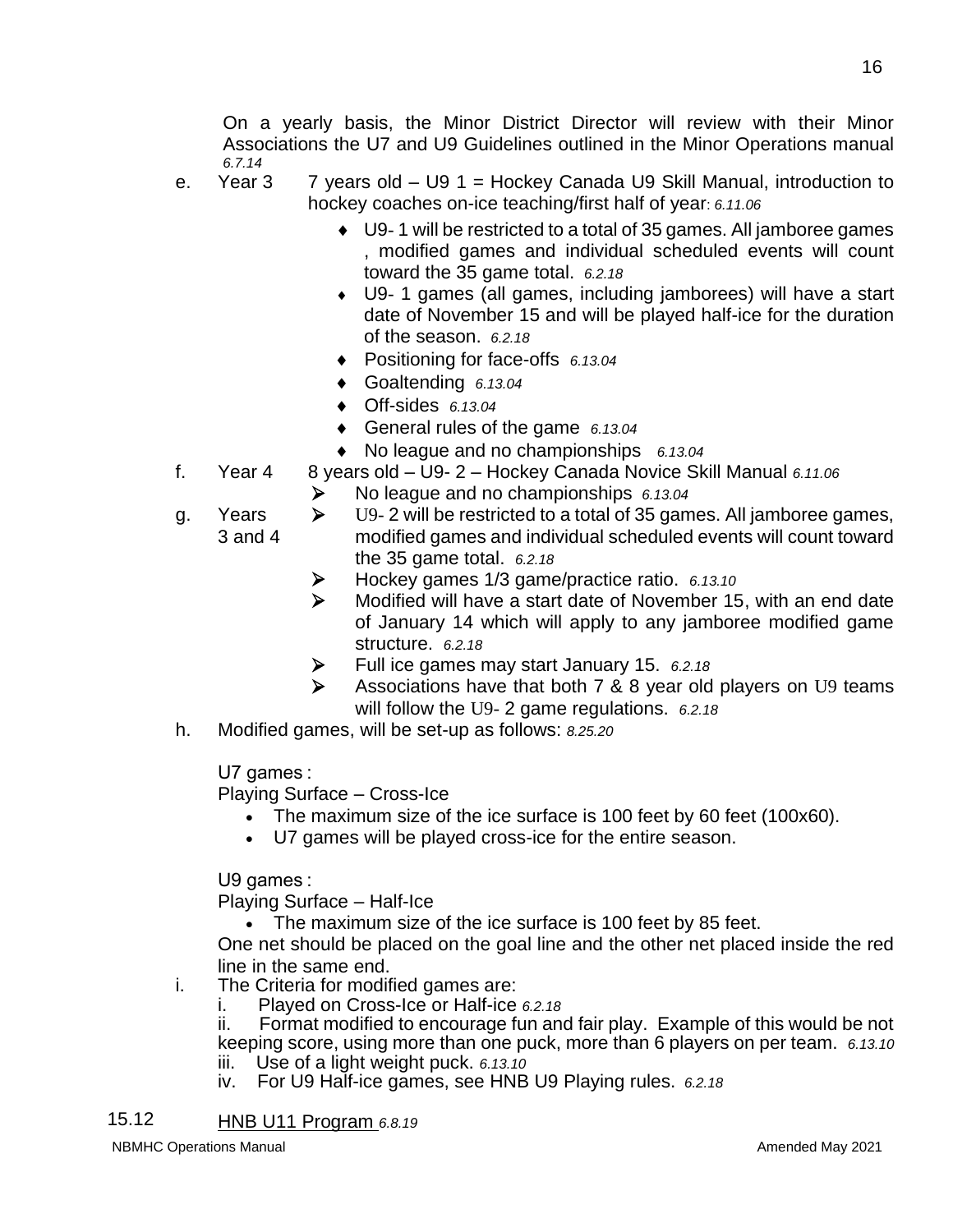On a yearly basis, the Minor District Director will review with their Minor Associations the U7 and U9 Guidelines outlined in the Minor Operations manual *6.7.14*

e. Year 3 7 years old – U9 1 = Hockey Canada U9 Skill Manual, introduction to hockey coaches on-ice teaching/first half of year: *6.11.06*
   - U9- 1 will be restricted to a total of 35 games. All jamboree games , modified games and individual scheduled events will count toward the 35 game total. *6.2.18*
   - U9- 1 games (all games, including jamborees) will have a start date of November 15 and will be played half-ice for the duration of the season. *6.2.18*
   - Positioning for face-offs *6.13.04*
   - Goaltending *6.13.04*
   - Off-sides *6.13.04*
   - General rules of the game *6.13.04*
   - No league and no championships *6.13.04*

f. Year 4 8 years old – U9- 2 – Hockey Canada Novice Skill Manual *6.11.06*
   - No league and no championships *6.13.04*

g. Years 3 and 4
   - U9- 2 will be restricted to a total of 35 games. All jamboree games, modified games and individual scheduled events will count toward the 35 game total. *6.2.18*
   - Hockey games 1/3 game/practice ratio. *6.13.10*
   - Modified will have a start date of November 15, with an end date of January 14 which will apply to any jamboree modified game structure. *6.2.18*
   - Full ice games may start January 15. *6.2.18*
   - Associations have that both 7 & 8 year old players on U9 teams will follow the U9- 2 game regulations. *6.2.18*

h. Modified games, will be set-up as follows: *8.25.20*

   U7 games :
   Playing Surface – Cross-Ice
   - The maximum size of the ice surface is 100 feet by 60 feet (100x60).
   - U7 games will be played cross-ice for the entire season.

   U9 games :
   Playing Surface – Half-Ice
   - The maximum size of the ice surface is 100 feet by 85 feet.

   One net should be placed on the goal line and the other net placed inside the red line in the same end.

i. The Criteria for modified games are:
   i. Played on Cross-Ice or Half-ice *6.2.18*
   ii. Format modified to encourage fun and fair play. Example of this would be not keeping score, using more than one puck, more than 6 players on per team. *6.13.10*
   iii. Use of a light weight puck. *6.13.10*
   iv. For U9 Half-ice games, see HNB U9 Playing rules. *6.2.18*

15.12 HNB U11 Program *6.8.19*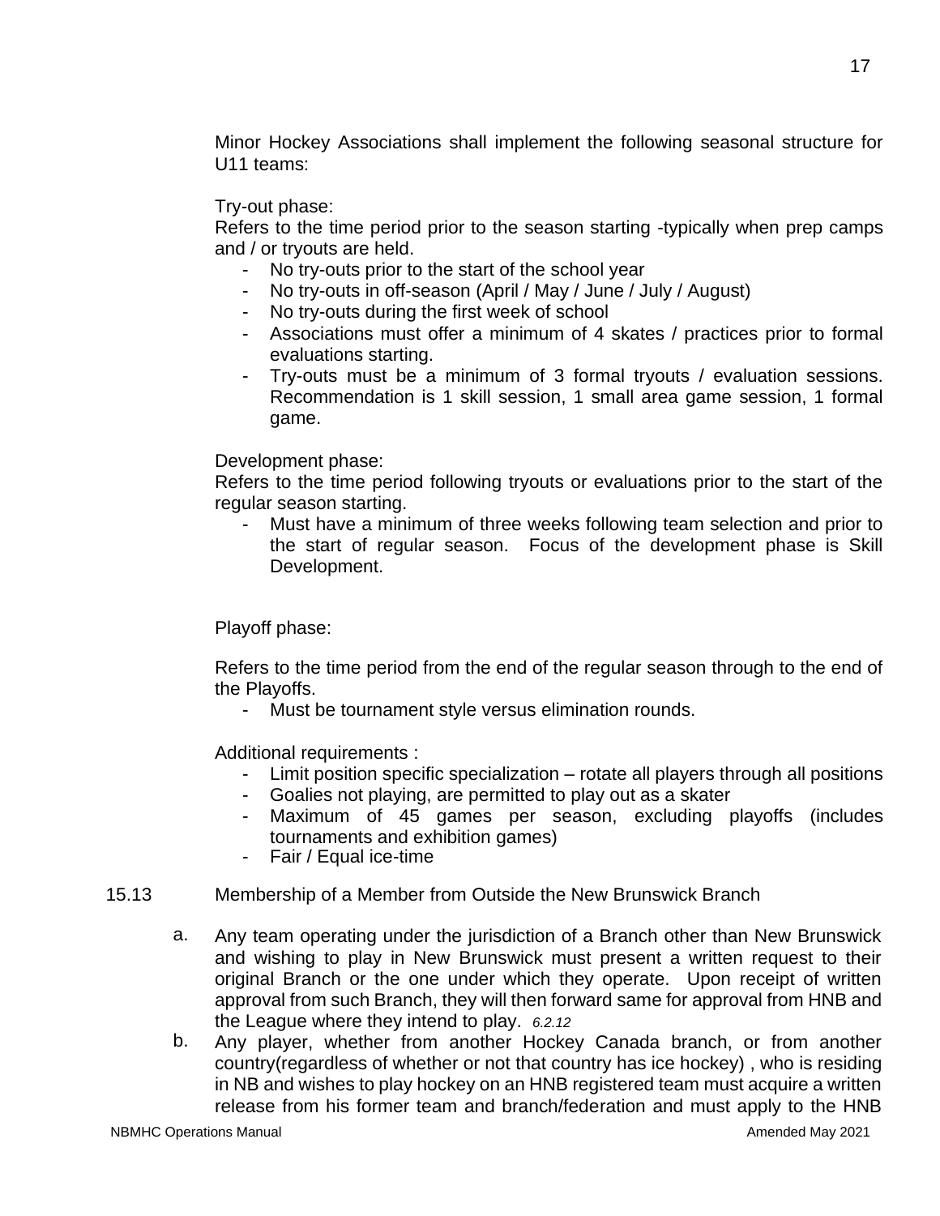Minor Hockey Associations shall implement the following seasonal structure for U11 teams:

Try-out phase:
Refers to the time period prior to the season starting -typically when prep camps and / or tryouts are held.

- No try-outs prior to the start of the school year
- No try-outs in off-season (April / May / June / July / August)
- No try-outs during the first week of school
- Associations must offer a minimum of 4 skates / practices prior to formal evaluations starting.
- Try-outs must be a minimum of 3 formal tryouts / evaluation sessions. Recommendation is 1 skill session, 1 small area game session, 1 formal game.

Development phase:
Refers to the time period following tryouts or evaluations prior to the start of the regular season starting.

- Must have a minimum of three weeks following team selection and prior to the start of regular season. Focus of the development phase is Skill Development.

Playoff phase:

Refers to the time period from the end of the regular season through to the end of the Playoffs.

- Must be tournament style versus elimination rounds.

Additional requirements :

- Limit position specific specialization – rotate all players through all positions
- Goalies not playing, are permitted to play out as a skater
- Maximum of 45 games per season, excluding playoffs (includes tournaments and exhibition games)
- Fair / Equal ice-time

15.13 Membership of a Member from Outside the New Brunswick Branch

a. Any team operating under the jurisdiction of a Branch other than New Brunswick and wishing to play in New Brunswick must present a written request to their original Branch or the one under which they operate. Upon receipt of written approval from such Branch, they will then forward same for approval from HNB and the League where they intend to play. *6.2.12*

b. Any player, whether from another Hockey Canada branch, or from another country(regardless of whether or not that country has ice hockey) , who is residing in NB and wishes to play hockey on an HNB registered team must acquire a written release from his former team and branch/federation and must apply to the HNB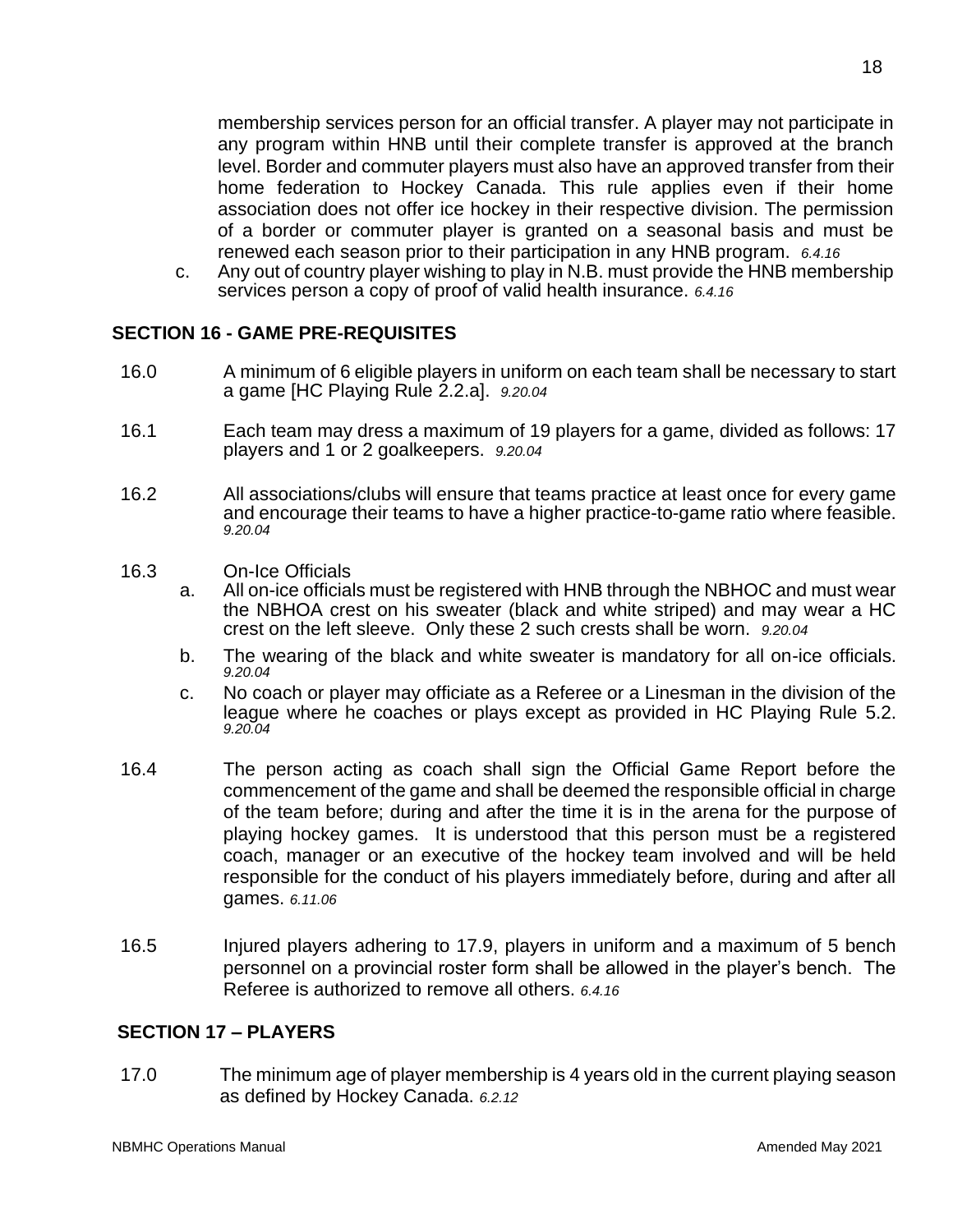membership services person for an official transfer. A player may not participate in any program within HNB until their complete transfer is approved at the branch level. Border and commuter players must also have an approved transfer from their home federation to Hockey Canada. This rule applies even if their home association does not offer ice hockey in their respective division. The permission of a border or commuter player is granted on a seasonal basis and must be renewed each season prior to their participation in any HNB program. *6.4.16*

c. Any out of country player wishing to play in N.B. must provide the HNB membership services person a copy of proof of valid health insurance. *6.4.16*

## SECTION 16 - GAME PRE-REQUISITES

16.0 A minimum of 6 eligible players in uniform on each team shall be necessary to start a game [HC Playing Rule 2.2.a]. *9.20.04*

16.1 Each team may dress a maximum of 19 players for a game, divided as follows: 17 players and 1 or 2 goalkeepers. *9.20.04*

16.2 All associations/clubs will ensure that teams practice at least once for every game and encourage their teams to have a higher practice-to-game ratio where feasible. *9.20.04*

16.3 On-Ice Officials

a. All on-ice officials must be registered with HNB through the NBHOC and must wear the NBHOA crest on his sweater (black and white striped) and may wear a HC crest on the left sleeve. Only these 2 such crests shall be worn. *9.20.04*

b. The wearing of the black and white sweater is mandatory for all on-ice officials. *9.20.04*

c. No coach or player may officiate as a Referee or a Linesman in the division of the league where he coaches or plays except as provided in HC Playing Rule 5.2. *9.20.04*

16.4 The person acting as coach shall sign the Official Game Report before the commencement of the game and shall be deemed the responsible official in charge of the team before; during and after the time it is in the arena for the purpose of playing hockey games. It is understood that this person must be a registered coach, manager or an executive of the hockey team involved and will be held responsible for the conduct of his players immediately before, during and after all games. *6.11.06*

16.5 Injured players adhering to 17.9, players in uniform and a maximum of 5 bench personnel on a provincial roster form shall be allowed in the player's bench. The Referee is authorized to remove all others. *6.4.16*

## SECTION 17 – PLAYERS

17.0 The minimum age of player membership is 4 years old in the current playing season as defined by Hockey Canada. *6.2.12*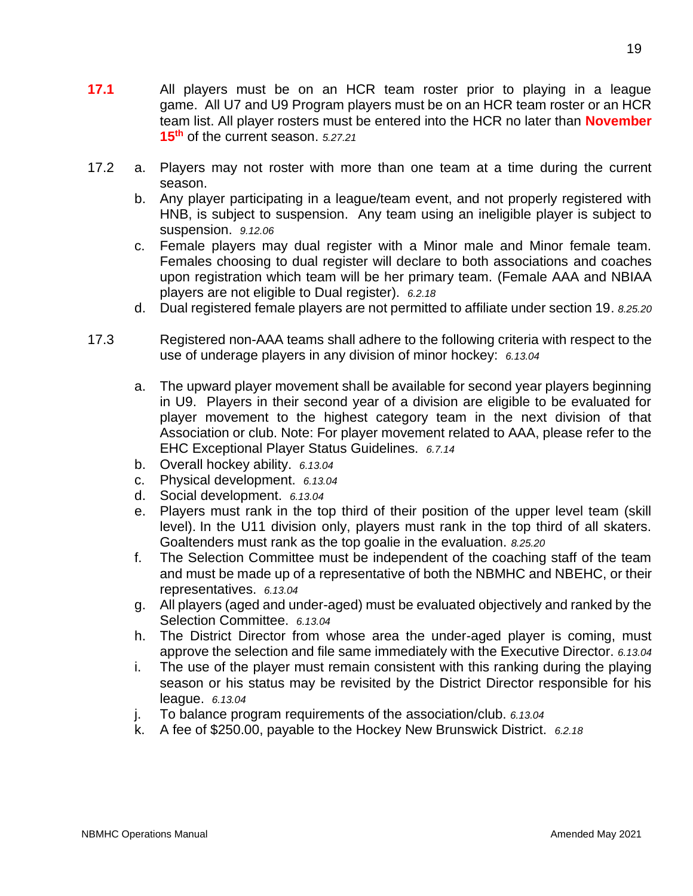**17.1** All players must be on an HCR team roster prior to playing in a league game. All U7 and U9 Program players must be on an HCR team roster or an HCR team list. All player rosters must be entered into the HCR no later than **November 15th** of the current season. *5.27.21*

17.2

a. Players may not roster with more than one team at a time during the current season.

b. Any player participating in a league/team event, and not properly registered with HNB, is subject to suspension. Any team using an ineligible player is subject to suspension. *9.12.06*

c. Female players may dual register with a Minor male and Minor female team. Females choosing to dual register will declare to both associations and coaches upon registration which team will be her primary team. (Female AAA and NBIAA players are not eligible to Dual register). *6.2.18*

d. Dual registered female players are not permitted to affiliate under section 19. *8.25.20*

17.3 Registered non-AAA teams shall adhere to the following criteria with respect to the use of underage players in any division of minor hockey: *6.13.04*

a. The upward player movement shall be available for second year players beginning in U9. Players in their second year of a division are eligible to be evaluated for player movement to the highest category team in the next division of that Association or club. Note: For player movement related to AAA, please refer to the EHC Exceptional Player Status Guidelines. *6.7.14*

b. Overall hockey ability. *6.13.04*

c. Physical development. *6.13.04*

d. Social development. *6.13.04*

e. Players must rank in the top third of their position of the upper level team (skill level). In the U11 division only, players must rank in the top third of all skaters. Goaltenders must rank as the top goalie in the evaluation. *8.25.20*

f. The Selection Committee must be independent of the coaching staff of the team and must be made up of a representative of both the NBMHC and NBEHC, or their representatives. *6.13.04*

g. All players (aged and under-aged) must be evaluated objectively and ranked by the Selection Committee. *6.13.04*

h. The District Director from whose area the under-aged player is coming, must approve the selection and file same immediately with the Executive Director. *6.13.04*

i. The use of the player must remain consistent with this ranking during the playing season or his status may be revisited by the District Director responsible for his league. *6.13.04*

j. To balance program requirements of the association/club. *6.13.04*

k. A fee of $250.00, payable to the Hockey New Brunswick District. *6.2.18*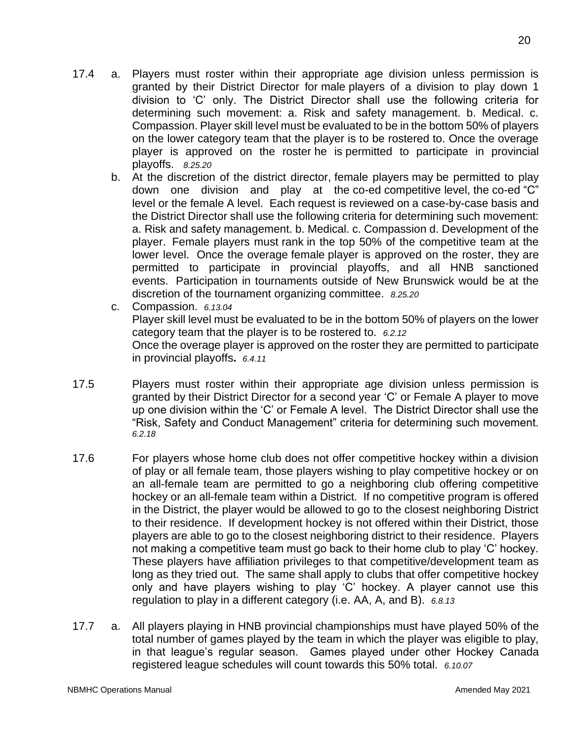17.4 a. Players must roster within their appropriate age division unless permission is granted by their District Director for male players of a division to play down 1 division to 'C' only. The District Director shall use the following criteria for determining such movement: a. Risk and safety management. b. Medical. c. Compassion. Player skill level must be evaluated to be in the bottom 50% of players on the lower category team that the player is to be rostered to. Once the overage player is approved on the roster he is permitted to participate in provincial playoffs. *8.25.20*

b. At the discretion of the district director, female players may be permitted to play down one division and play at the co-ed competitive level, the co-ed "C" level or the female A level. Each request is reviewed on a case-by-case basis and the District Director shall use the following criteria for determining such movement: a. Risk and safety management. b. Medical. c. Compassion d. Development of the player. Female players must rank in the top 50% of the competitive team at the lower level. Once the overage female player is approved on the roster, they are permitted to participate in provincial playoffs, and all HNB sanctioned events. Participation in tournaments outside of New Brunswick would be at the discretion of the tournament organizing committee. *8.25.20*

c. Compassion. *6.13.04*
Player skill level must be evaluated to be in the bottom 50% of players on the lower category team that the player is to be rostered to. *6.2.12*
Once the overage player is approved on the roster they are permitted to participate in provincial playoffs**.** *6.4.11*

17.5 Players must roster within their appropriate age division unless permission is granted by their District Director for a second year 'C' or Female A player to move up one division within the 'C' or Female A level. The District Director shall use the "Risk, Safety and Conduct Management" criteria for determining such movement. *6.2.18*

17.6 For players whose home club does not offer competitive hockey within a division of play or all female team, those players wishing to play competitive hockey or on an all-female team are permitted to go a neighboring club offering competitive hockey or an all-female team within a District. If no competitive program is offered in the District, the player would be allowed to go to the closest neighboring District to their residence. If development hockey is not offered within their District, those players are able to go to the closest neighboring district to their residence. Players not making a competitive team must go back to their home club to play 'C' hockey. These players have affiliation privileges to that competitive/development team as long as they tried out. The same shall apply to clubs that offer competitive hockey only and have players wishing to play 'C' hockey. A player cannot use this regulation to play in a different category (i.e. AA, A, and B). *6.8.13*

17.7 a. All players playing in HNB provincial championships must have played 50% of the total number of games played by the team in which the player was eligible to play, in that league's regular season. Games played under other Hockey Canada registered league schedules will count towards this 50% total. *6.10.07*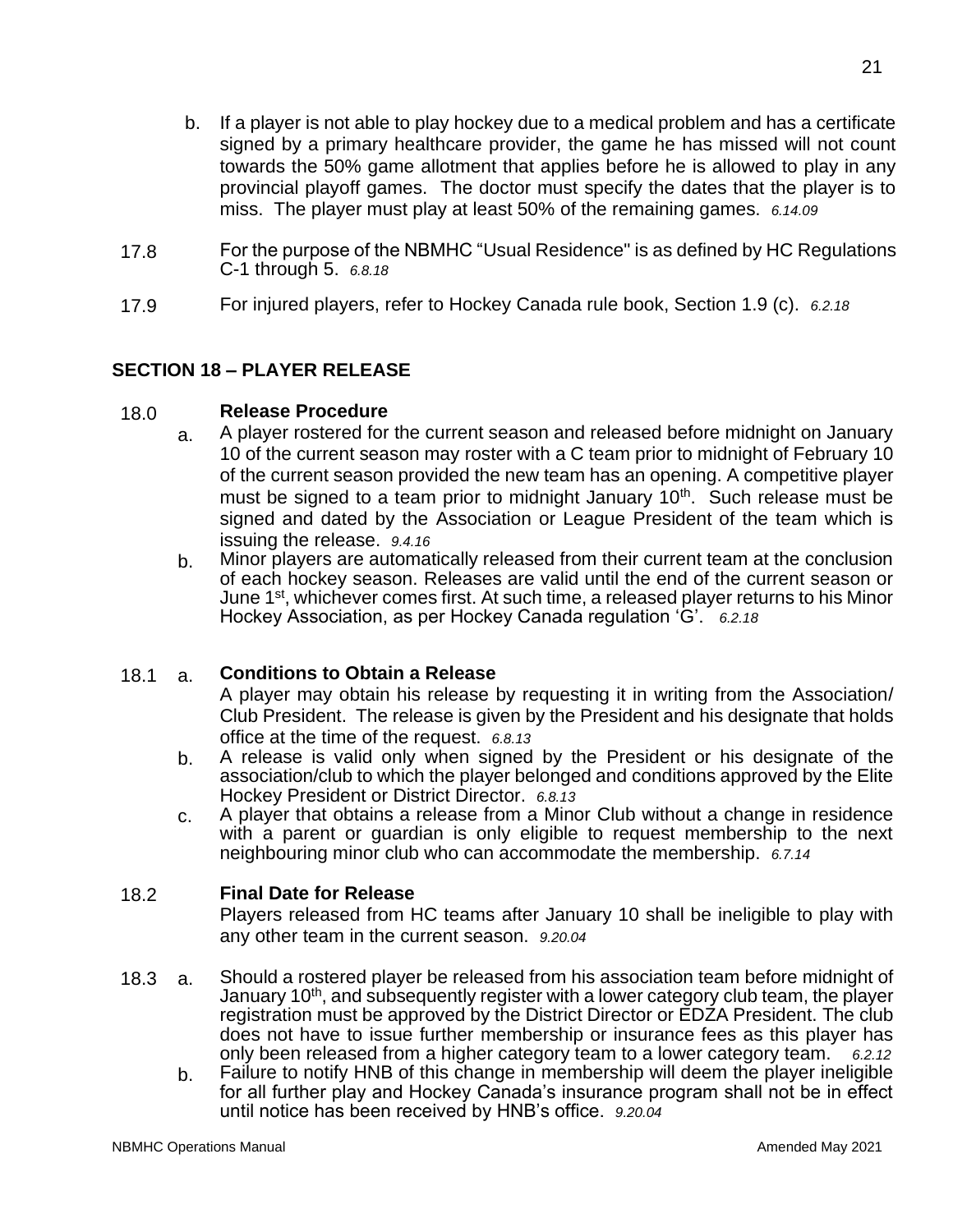b. If a player is not able to play hockey due to a medical problem and has a certificate signed by a primary healthcare provider, the game he has missed will not count towards the 50% game allotment that applies before he is allowed to play in any provincial playoff games. The doctor must specify the dates that the player is to miss. The player must play at least 50% of the remaining games. *6.14.09*

17.8 For the purpose of the NBMHC "Usual Residence" is as defined by HC Regulations C-1 through 5. *6.8.18*

17.9 For injured players, refer to Hockey Canada rule book, Section 1.9 (c). *6.2.18*

## SECTION 18 – PLAYER RELEASE

18.0 **Release Procedure**

a. A player rostered for the current season and released before midnight on January 10 of the current season may roster with a C team prior to midnight of February 10 of the current season provided the new team has an opening. A competitive player must be signed to a team prior to midnight January 10th. Such release must be signed and dated by the Association or League President of the team which is issuing the release. *9.4.16*

b. Minor players are automatically released from their current team at the conclusion of each hockey season. Releases are valid until the end of the current season or June 1st, whichever comes first. At such time, a released player returns to his Minor Hockey Association, as per Hockey Canada regulation 'G'. *6.2.18*

18.1 a. **Conditions to Obtain a Release**

A player may obtain his release by requesting it in writing from the Association/ Club President. The release is given by the President and his designate that holds office at the time of the request. *6.8.13*

b. A release is valid only when signed by the President or his designate of the association/club to which the player belonged and conditions approved by the Elite Hockey President or District Director. *6.8.13*

c. A player that obtains a release from a Minor Club without a change in residence with a parent or guardian is only eligible to request membership to the next neighbouring minor club who can accommodate the membership. *6.7.14*

18.2 **Final Date for Release**

Players released from HC teams after January 10 shall be ineligible to play with any other team in the current season. *9.20.04*

18.3 a. Should a rostered player be released from his association team before midnight of January 10th, and subsequently register with a lower category club team, the player registration must be approved by the District Director or EDZA President. The club does not have to issue further membership or insurance fees as this player has only been released from a higher category team to a lower category team. *6.2.12*

b. Failure to notify HNB of this change in membership will deem the player ineligible for all further play and Hockey Canada's insurance program shall not be in effect until notice has been received by HNB's office. *9.20.04*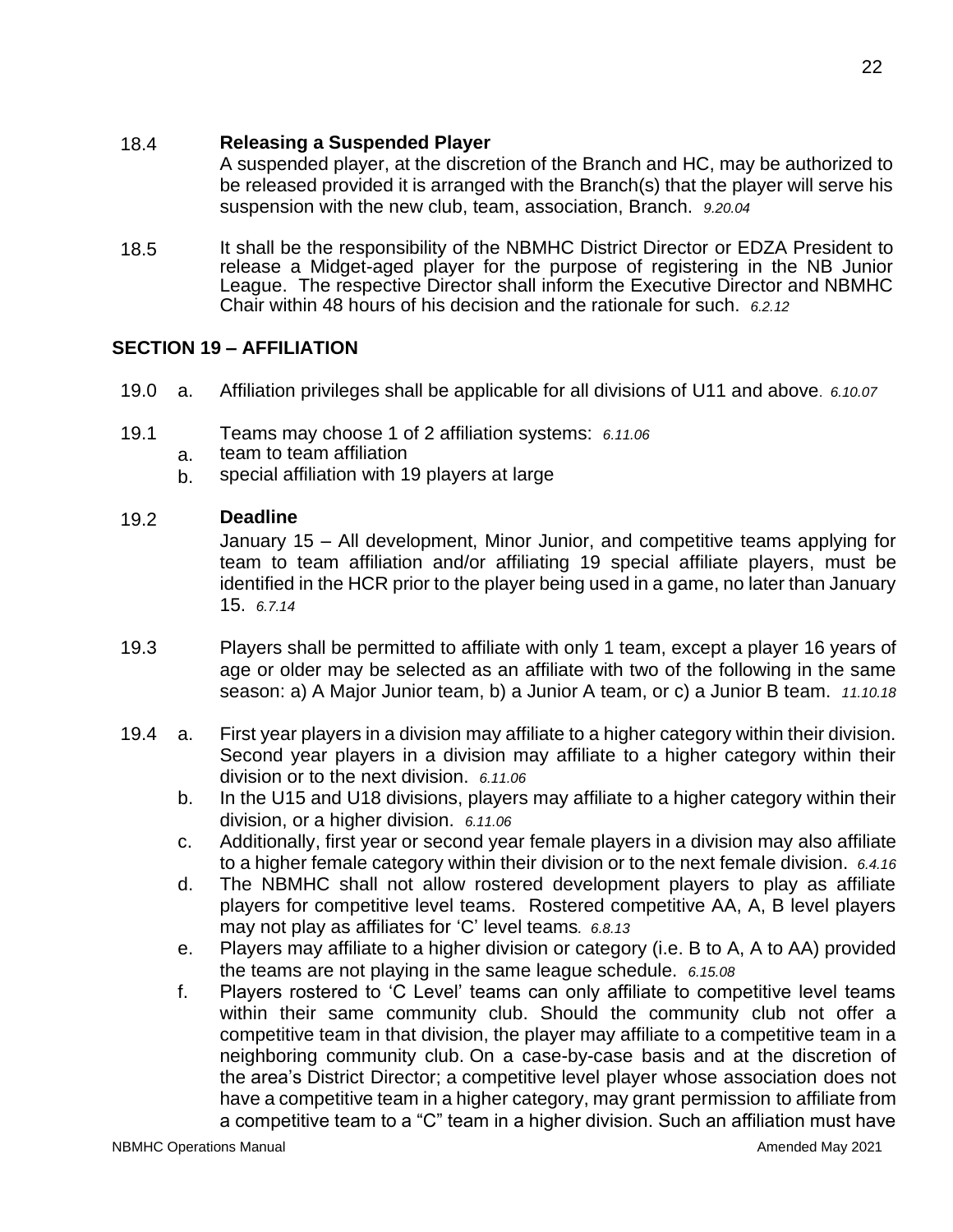18.4 **Releasing a Suspended Player**

A suspended player, at the discretion of the Branch and HC, may be authorized to be released provided it is arranged with the Branch(s) that the player will serve his suspension with the new club, team, association, Branch. *9.20.04*

18.5 It shall be the responsibility of the NBMHC District Director or EDZA President to release a Midget-aged player for the purpose of registering in the NB Junior League. The respective Director shall inform the Executive Director and NBMHC Chair within 48 hours of his decision and the rationale for such. *6.2.12*

## SECTION 19 – AFFILIATION

19.0 a. Affiliation privileges shall be applicable for all divisions of U11 and above. *6.10.07*

19.1 Teams may choose 1 of 2 affiliation systems: *6.11.06*

a. team to team affiliation
b. special affiliation with 19 players at large

19.2 **Deadline**

January 15 – All development, Minor Junior, and competitive teams applying for team to team affiliation and/or affiliating 19 special affiliate players, must be identified in the HCR prior to the player being used in a game, no later than January 15. *6.7.14*

19.3 Players shall be permitted to affiliate with only 1 team, except a player 16 years of age or older may be selected as an affiliate with two of the following in the same season: a) A Major Junior team, b) a Junior A team, or c) a Junior B team. *11.10.18*

19.4 a. First year players in a division may affiliate to a higher category within their division. Second year players in a division may affiliate to a higher category within their division or to the next division. *6.11.06*

b. In the U15 and U18 divisions, players may affiliate to a higher category within their division, or a higher division. *6.11.06*

c. Additionally, first year or second year female players in a division may also affiliate to a higher female category within their division or to the next female division. *6.4.16*

d. The NBMHC shall not allow rostered development players to play as affiliate players for competitive level teams. Rostered competitive AA, A, B level players may not play as affiliates for 'C' level teams. *6.8.13*

e. Players may affiliate to a higher division or category (i.e. B to A, A to AA) provided the teams are not playing in the same league schedule. *6.15.08*

f. Players rostered to 'C Level' teams can only affiliate to competitive level teams within their same community club. Should the community club not offer a competitive team in that division, the player may affiliate to a competitive team in a neighboring community club. On a case-by-case basis and at the discretion of the area's District Director; a competitive level player whose association does not have a competitive team in a higher category, may grant permission to affiliate from a competitive team to a "C" team in a higher division. Such an affiliation must have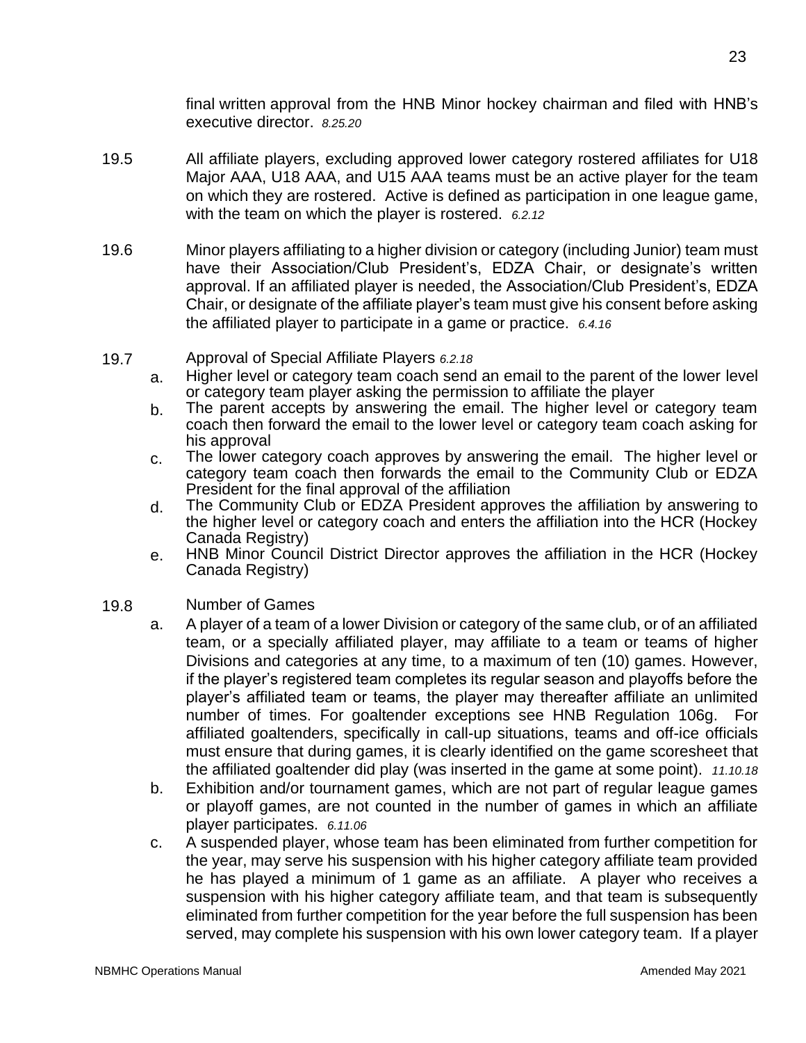final written approval from the HNB Minor hockey chairman and filed with HNB's executive director. *8.25.20*

19.5 All affiliate players, excluding approved lower category rostered affiliates for U18 Major AAA, U18 AAA, and U15 AAA teams must be an active player for the team on which they are rostered. Active is defined as participation in one league game, with the team on which the player is rostered. *6.2.12*

19.6 Minor players affiliating to a higher division or category (including Junior) team must have their Association/Club President's, EDZA Chair, or designate's written approval. If an affiliated player is needed, the Association/Club President's, EDZA Chair, or designate of the affiliate player's team must give his consent before asking the affiliated player to participate in a game or practice. *6.4.16*

19.7 Approval of Special Affiliate Players *6.2.18*

a. Higher level or category team coach send an email to the parent of the lower level or category team player asking the permission to affiliate the player
b. The parent accepts by answering the email. The higher level or category team coach then forward the email to the lower level or category team coach asking for his approval
c. The lower category coach approves by answering the email. The higher level or category team coach then forwards the email to the Community Club or EDZA President for the final approval of the affiliation
d. The Community Club or EDZA President approves the affiliation by answering to the higher level or category coach and enters the affiliation into the HCR (Hockey Canada Registry)
e. HNB Minor Council District Director approves the affiliation in the HCR (Hockey Canada Registry)

19.8 Number of Games

a. A player of a team of a lower Division or category of the same club, or of an affiliated team, or a specially affiliated player, may affiliate to a team or teams of higher Divisions and categories at any time, to a maximum of ten (10) games. However, if the player's registered team completes its regular season and playoffs before the player's affiliated team or teams, the player may thereafter affiliate an unlimited number of times. For goaltender exceptions see HNB Regulation 106g. For affiliated goaltenders, specifically in call-up situations, teams and off-ice officials must ensure that during games, it is clearly identified on the game scoresheet that the affiliated goaltender did play (was inserted in the game at some point). *11.10.18*
b. Exhibition and/or tournament games, which are not part of regular league games or playoff games, are not counted in the number of games in which an affiliate player participates. *6.11.06*
c. A suspended player, whose team has been eliminated from further competition for the year, may serve his suspension with his higher category affiliate team provided he has played a minimum of 1 game as an affiliate. A player who receives a suspension with his higher category affiliate team, and that team is subsequently eliminated from further competition for the year before the full suspension has been served, may complete his suspension with his own lower category team. If a player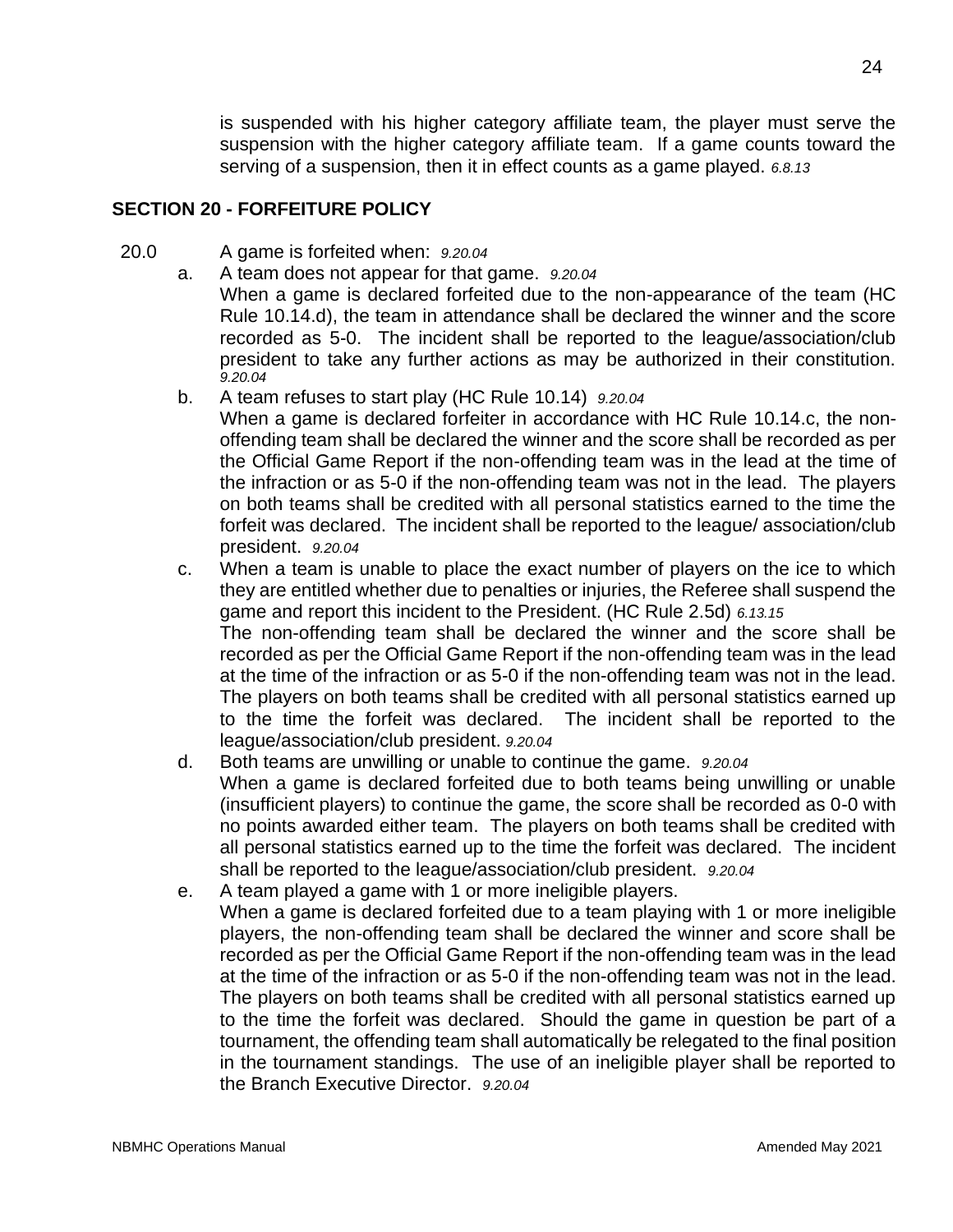is suspended with his higher category affiliate team, the player must serve the suspension with the higher category affiliate team. If a game counts toward the serving of a suspension, then it in effect counts as a game played. *6.8.13*

## SECTION 20 - FORFEITURE POLICY

20.0 A game is forfeited when: *9.20.04*

a. A team does not appear for that game. *9.20.04*
When a game is declared forfeited due to the non-appearance of the team (HC Rule 10.14.d), the team in attendance shall be declared the winner and the score recorded as 5-0. The incident shall be reported to the league/association/club president to take any further actions as may be authorized in their constitution. *9.20.04*

b. A team refuses to start play (HC Rule 10.14) *9.20.04*
When a game is declared forfeiter in accordance with HC Rule 10.14.c, the non-offending team shall be declared the winner and the score shall be recorded as per the Official Game Report if the non-offending team was in the lead at the time of the infraction or as 5-0 if the non-offending team was not in the lead. The players on both teams shall be credited with all personal statistics earned to the time the forfeit was declared. The incident shall be reported to the league/ association/club president. *9.20.04*

c. When a team is unable to place the exact number of players on the ice to which they are entitled whether due to penalties or injuries, the Referee shall suspend the game and report this incident to the President. (HC Rule 2.5d) *6.13.15*
The non-offending team shall be declared the winner and the score shall be recorded as per the Official Game Report if the non-offending team was in the lead at the time of the infraction or as 5-0 if the non-offending team was not in the lead. The players on both teams shall be credited with all personal statistics earned up to the time the forfeit was declared. The incident shall be reported to the league/association/club president. *9.20.04*

d. Both teams are unwilling or unable to continue the game. *9.20.04*
When a game is declared forfeited due to both teams being unwilling or unable (insufficient players) to continue the game, the score shall be recorded as 0-0 with no points awarded either team. The players on both teams shall be credited with all personal statistics earned up to the time the forfeit was declared. The incident shall be reported to the league/association/club president. *9.20.04*

e. A team played a game with 1 or more ineligible players.
When a game is declared forfeited due to a team playing with 1 or more ineligible players, the non-offending team shall be declared the winner and score shall be recorded as per the Official Game Report if the non-offending team was in the lead at the time of the infraction or as 5-0 if the non-offending team was not in the lead. The players on both teams shall be credited with all personal statistics earned up to the time the forfeit was declared. Should the game in question be part of a tournament, the offending team shall automatically be relegated to the final position in the tournament standings. The use of an ineligible player shall be reported to the Branch Executive Director. *9.20.04*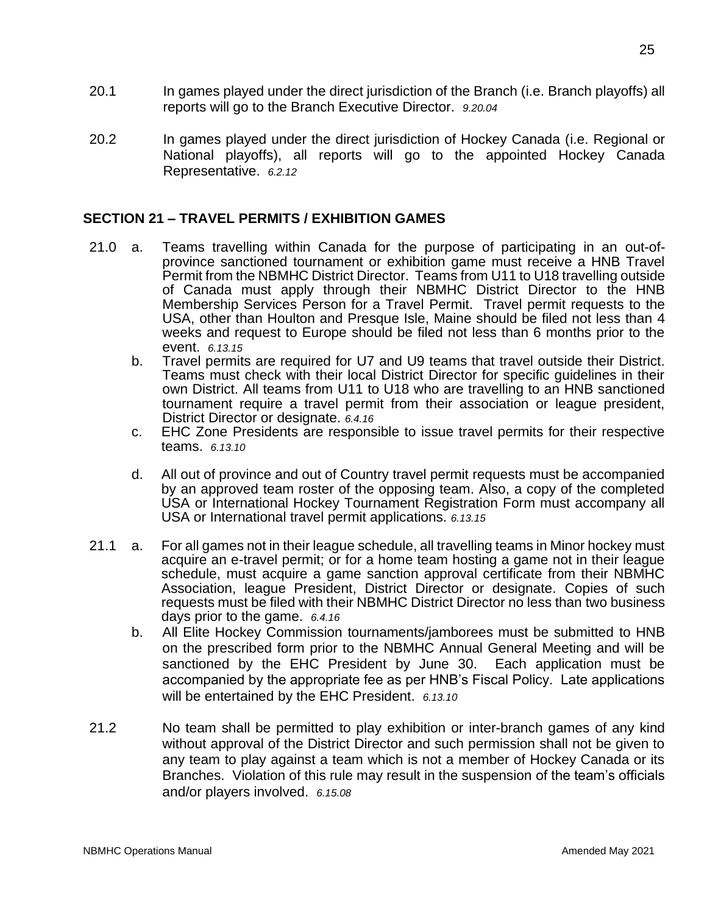20.1 In games played under the direct jurisdiction of the Branch (i.e. Branch playoffs) all reports will go to the Branch Executive Director. *9.20.04*

20.2 In games played under the direct jurisdiction of Hockey Canada (i.e. Regional or National playoffs), all reports will go to the appointed Hockey Canada Representative. *6.2.12*

## SECTION 21 – TRAVEL PERMITS / EXHIBITION GAMES

21.0 a. Teams travelling within Canada for the purpose of participating in an out-of-province sanctioned tournament or exhibition game must receive a HNB Travel Permit from the NBMHC District Director. Teams from U11 to U18 travelling outside of Canada must apply through their NBMHC District Director to the HNB Membership Services Person for a Travel Permit. Travel permit requests to the USA, other than Houlton and Presque Isle, Maine should be filed not less than 4 weeks and request to Europe should be filed not less than 6 months prior to the event. *6.13.15*

b. Travel permits are required for U7 and U9 teams that travel outside their District. Teams must check with their local District Director for specific guidelines in their own District. All teams from U11 to U18 who are travelling to an HNB sanctioned tournament require a travel permit from their association or league president, District Director or designate. *6.4.16*

c. EHC Zone Presidents are responsible to issue travel permits for their respective teams. *6.13.10*

d. All out of province and out of Country travel permit requests must be accompanied by an approved team roster of the opposing team. Also, a copy of the completed USA or International Hockey Tournament Registration Form must accompany all USA or International travel permit applications. *6.13.15*

21.1 a. For all games not in their league schedule, all travelling teams in Minor hockey must acquire an e-travel permit; or for a home team hosting a game not in their league schedule, must acquire a game sanction approval certificate from their NBMHC Association, league President, District Director or designate. Copies of such requests must be filed with their NBMHC District Director no less than two business days prior to the game. *6.4.16*

b. All Elite Hockey Commission tournaments/jamborees must be submitted to HNB on the prescribed form prior to the NBMHC Annual General Meeting and will be sanctioned by the EHC President by June 30. Each application must be accompanied by the appropriate fee as per HNB's Fiscal Policy. Late applications will be entertained by the EHC President. *6.13.10*

21.2 No team shall be permitted to play exhibition or inter-branch games of any kind without approval of the District Director and such permission shall not be given to any team to play against a team which is not a member of Hockey Canada or its Branches. Violation of this rule may result in the suspension of the team's officials and/or players involved. *6.15.08*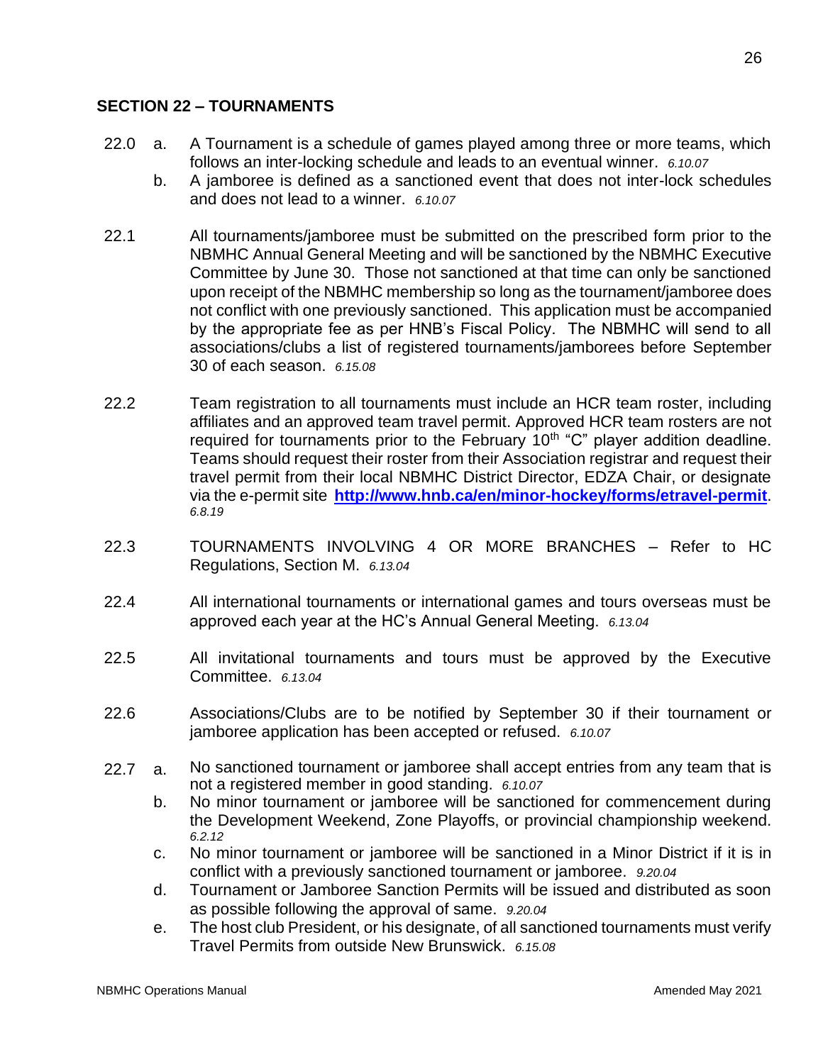## SECTION 22 – TOURNAMENTS

22.0 a. A Tournament is a schedule of games played among three or more teams, which follows an inter-locking schedule and leads to an eventual winner. *6.10.07*

b. A jamboree is defined as a sanctioned event that does not inter-lock schedules and does not lead to a winner. *6.10.07*

22.1 All tournaments/jamboree must be submitted on the prescribed form prior to the NBMHC Annual General Meeting and will be sanctioned by the NBMHC Executive Committee by June 30. Those not sanctioned at that time can only be sanctioned upon receipt of the NBMHC membership so long as the tournament/jamboree does not conflict with one previously sanctioned. This application must be accompanied by the appropriate fee as per HNB's Fiscal Policy. The NBMHC will send to all associations/clubs a list of registered tournaments/jamborees before September 30 of each season. *6.15.08*

22.2 Team registration to all tournaments must include an HCR team roster, including affiliates and an approved team travel permit. Approved HCR team rosters are not required for tournaments prior to the February 10th "C" player addition deadline. Teams should request their roster from their Association registrar and request their travel permit from their local NBMHC District Director, EDZA Chair, or designate via the e-permit site **http://www.hnb.ca/en/minor-hockey/forms/etravel-permit**. *6.8.19*

22.3 TOURNAMENTS INVOLVING 4 OR MORE BRANCHES – Refer to HC Regulations, Section M. *6.13.04*

22.4 All international tournaments or international games and tours overseas must be approved each year at the HC's Annual General Meeting. *6.13.04*

22.5 All invitational tournaments and tours must be approved by the Executive Committee. *6.13.04*

22.6 Associations/Clubs are to be notified by September 30 if their tournament or jamboree application has been accepted or refused. *6.10.07*

22.7 a. No sanctioned tournament or jamboree shall accept entries from any team that is not a registered member in good standing. *6.10.07*

b. No minor tournament or jamboree will be sanctioned for commencement during the Development Weekend, Zone Playoffs, or provincial championship weekend. *6.2.12*

c. No minor tournament or jamboree will be sanctioned in a Minor District if it is in conflict with a previously sanctioned tournament or jamboree. *9.20.04*

d. Tournament or Jamboree Sanction Permits will be issued and distributed as soon as possible following the approval of same. *9.20.04*

e. The host club President, or his designate, of all sanctioned tournaments must verify Travel Permits from outside New Brunswick. *6.15.08*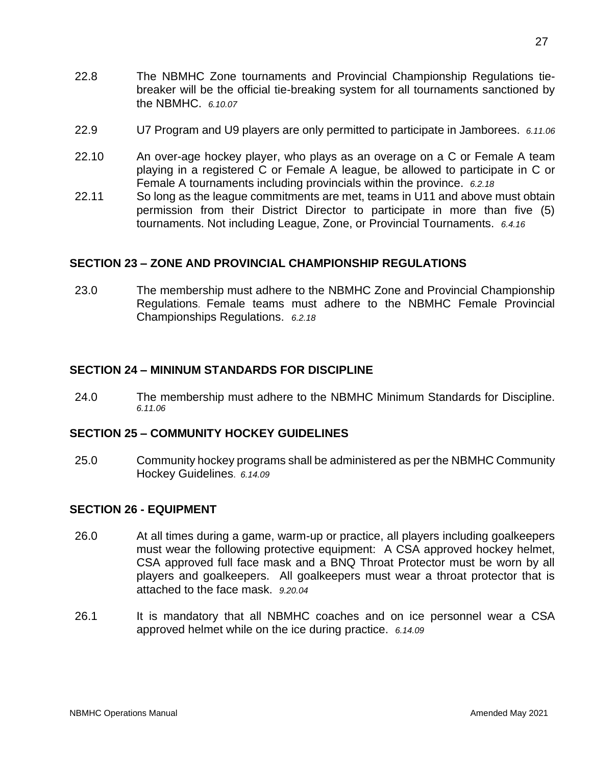22.8 The NBMHC Zone tournaments and Provincial Championship Regulations tie-breaker will be the official tie-breaking system for all tournaments sanctioned by the NBMHC. *6.10.07*

22.9 U7 Program and U9 players are only permitted to participate in Jamborees. *6.11.06*

22.10 An over-age hockey player, who plays as an overage on a C or Female A team playing in a registered C or Female A league, be allowed to participate in C or Female A tournaments including provincials within the province. *6.2.18*

22.11 So long as the league commitments are met, teams in U11 and above must obtain permission from their District Director to participate in more than five (5) tournaments. Not including League, Zone, or Provincial Tournaments. *6.4.16*

## SECTION 23 – ZONE AND PROVINCIAL CHAMPIONSHIP REGULATIONS

23.0 The membership must adhere to the NBMHC Zone and Provincial Championship Regulations. Female teams must adhere to the NBMHC Female Provincial Championships Regulations. *6.2.18*

## SECTION 24 – MININUM STANDARDS FOR DISCIPLINE

24.0 The membership must adhere to the NBMHC Minimum Standards for Discipline. *6.11.06*

## SECTION 25 – COMMUNITY HOCKEY GUIDELINES

25.0 Community hockey programs shall be administered as per the NBMHC Community Hockey Guidelines. *6.14.09*

## SECTION 26 - EQUIPMENT

26.0 At all times during a game, warm-up or practice, all players including goalkeepers must wear the following protective equipment: A CSA approved hockey helmet, CSA approved full face mask and a BNQ Throat Protector must be worn by all players and goalkeepers. All goalkeepers must wear a throat protector that is attached to the face mask. *9.20.04*

26.1 It is mandatory that all NBMHC coaches and on ice personnel wear a CSA approved helmet while on the ice during practice. *6.14.09*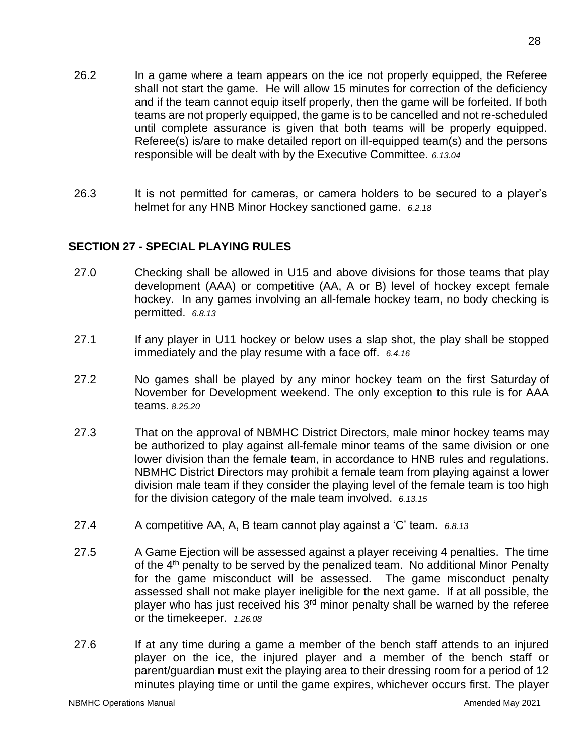26.2 In a game where a team appears on the ice not properly equipped, the Referee shall not start the game. He will allow 15 minutes for correction of the deficiency and if the team cannot equip itself properly, then the game will be forfeited. If both teams are not properly equipped, the game is to be cancelled and not re-scheduled until complete assurance is given that both teams will be properly equipped. Referee(s) is/are to make detailed report on ill-equipped team(s) and the persons responsible will be dealt with by the Executive Committee. *6.13.04*

26.3 It is not permitted for cameras, or camera holders to be secured to a player's helmet for any HNB Minor Hockey sanctioned game. *6.2.18*

## SECTION 27 - SPECIAL PLAYING RULES

27.0 Checking shall be allowed in U15 and above divisions for those teams that play development (AAA) or competitive (AA, A or B) level of hockey except female hockey. In any games involving an all-female hockey team, no body checking is permitted. *6.8.13*

27.1 If any player in U11 hockey or below uses a slap shot, the play shall be stopped immediately and the play resume with a face off. *6.4.16*

27.2 No games shall be played by any minor hockey team on the first Saturday of November for Development weekend. The only exception to this rule is for AAA teams. *8.25.20*

27.3 That on the approval of NBMHC District Directors, male minor hockey teams may be authorized to play against all-female minor teams of the same division or one lower division than the female team, in accordance to HNB rules and regulations. NBMHC District Directors may prohibit a female team from playing against a lower division male team if they consider the playing level of the female team is too high for the division category of the male team involved. *6.13.15*

27.4 A competitive AA, A, B team cannot play against a 'C' team. *6.8.13*

27.5 A Game Ejection will be assessed against a player receiving 4 penalties. The time of the 4th penalty to be served by the penalized team. No additional Minor Penalty for the game misconduct will be assessed. The game misconduct penalty assessed shall not make player ineligible for the next game. If at all possible, the player who has just received his 3rd minor penalty shall be warned by the referee or the timekeeper. *1.26.08*

27.6 If at any time during a game a member of the bench staff attends to an injured player on the ice, the injured player and a member of the bench staff or parent/guardian must exit the playing area to their dressing room for a period of 12 minutes playing time or until the game expires, whichever occurs first. The player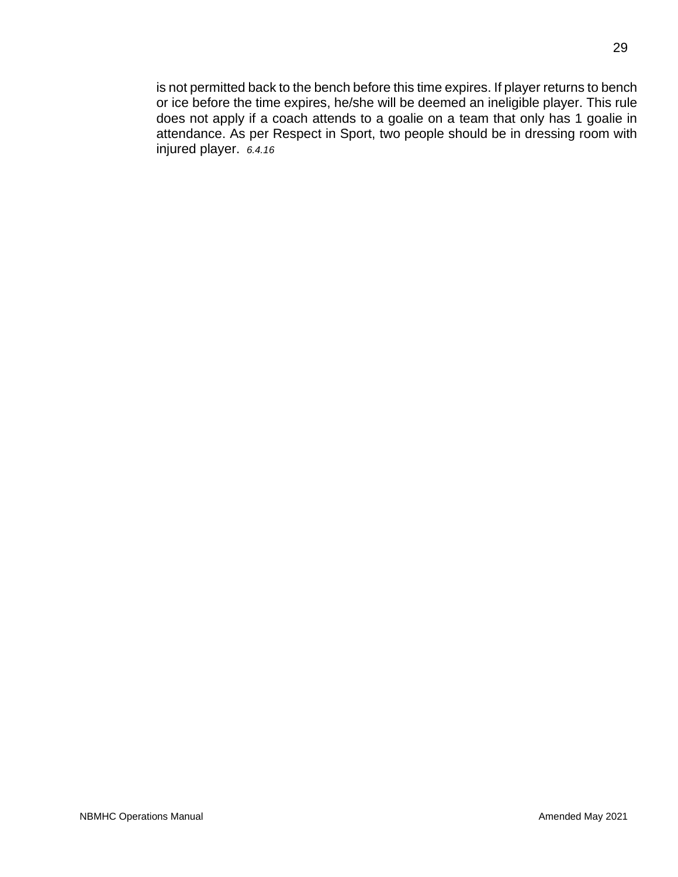is not permitted back to the bench before this time expires. If player returns to bench or ice before the time expires, he/she will be deemed an ineligible player. This rule does not apply if a coach attends to a goalie on a team that only has 1 goalie in attendance. As per Respect in Sport, two people should be in dressing room with injured player. *6.4.16*